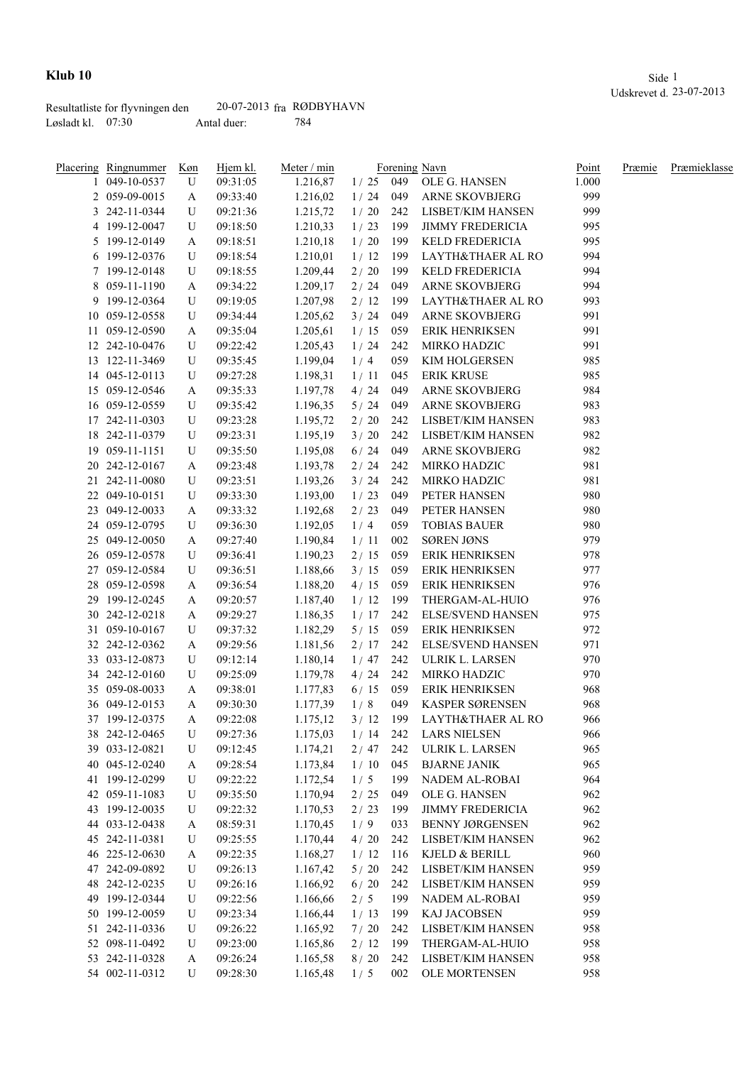# Klub 10

Udskrevet d. 23-07-2013

Resultatliste for flyvningen den 20-07-2013 fra RØDBYHAVN

Løsladt kl. 07:30 Antal duer: 784

| Placering | Ringnummer | Køn | Hjem kl. | Meter / min | | Forening | Navn | Point | Præmie | Præmieklasse |
|---|---|---|---|---|---|---|---|---|---|---|
| 1 | 049-10-0537 | U | 09:31:05 | 1.216,87 | 1 / 25 | 049 | OLE G. HANSEN | 1.000 | | |
| 2 | 059-09-0015 | A | 09:33:40 | 1.216,02 | 1 / 24 | 049 | ARNE SKOVBJERG | 999 | | |
| 3 | 242-11-0344 | U | 09:21:36 | 1.215,72 | 1 / 20 | 242 | LISBET/KIM HANSEN | 999 | | |
| 4 | 199-12-0047 | U | 09:18:50 | 1.210,33 | 1 / 23 | 199 | JIMMY FREDERICIA | 995 | | |
| 5 | 199-12-0149 | A | 09:18:51 | 1.210,18 | 1 / 20 | 199 | KELD FREDERICIA | 995 | | |
| 6 | 199-12-0376 | U | 09:18:54 | 1.210,01 | 1 / 12 | 199 | LAYTH&THAER AL RO | 994 | | |
| 7 | 199-12-0148 | U | 09:18:55 | 1.209,44 | 2 / 20 | 199 | KELD FREDERICIA | 994 | | |
| 8 | 059-11-1190 | A | 09:34:22 | 1.209,17 | 2 / 24 | 049 | ARNE SKOVBJERG | 994 | | |
| 9 | 199-12-0364 | U | 09:19:05 | 1.207,98 | 2 / 12 | 199 | LAYTH&THAER AL RO | 993 | | |
| 10 | 059-12-0558 | U | 09:34:44 | 1.205,62 | 3 / 24 | 049 | ARNE SKOVBJERG | 991 | | |
| 11 | 059-12-0590 | A | 09:35:04 | 1.205,61 | 1 / 15 | 059 | ERIK HENRIKSEN | 991 | | |
| 12 | 242-10-0476 | U | 09:22:42 | 1.205,43 | 1 / 24 | 242 | MIRKO HADZIC | 991 | | |
| 13 | 122-11-3469 | U | 09:35:45 | 1.199,04 | 1 / 4 | 059 | KIM HOLGERSEN | 985 | | |
| 14 | 045-12-0113 | U | 09:27:28 | 1.198,31 | 1 / 11 | 045 | ERIK KRUSE | 985 | | |
| 15 | 059-12-0546 | A | 09:35:33 | 1.197,78 | 4 / 24 | 049 | ARNE SKOVBJERG | 984 | | |
| 16 | 059-12-0559 | U | 09:35:42 | 1.196,35 | 5 / 24 | 049 | ARNE SKOVBJERG | 983 | | |
| 17 | 242-11-0303 | U | 09:23:28 | 1.195,72 | 2 / 20 | 242 | LISBET/KIM HANSEN | 983 | | |
| 18 | 242-11-0379 | U | 09:23:31 | 1.195,19 | 3 / 20 | 242 | LISBET/KIM HANSEN | 982 | | |
| 19 | 059-11-1151 | U | 09:35:50 | 1.195,08 | 6 / 24 | 049 | ARNE SKOVBJERG | 982 | | |
| 20 | 242-12-0167 | A | 09:23:48 | 1.193,78 | 2 / 24 | 242 | MIRKO HADZIC | 981 | | |
| 21 | 242-11-0080 | U | 09:23:51 | 1.193,26 | 3 / 24 | 242 | MIRKO HADZIC | 981 | | |
| 22 | 049-10-0151 | U | 09:33:30 | 1.193,00 | 1 / 23 | 049 | PETER HANSEN | 980 | | |
| 23 | 049-12-0033 | A | 09:33:32 | 1.192,68 | 2 / 23 | 049 | PETER HANSEN | 980 | | |
| 24 | 059-12-0795 | U | 09:36:30 | 1.192,05 | 1 / 4 | 059 | TOBIAS BAUER | 980 | | |
| 25 | 049-12-0050 | A | 09:27:40 | 1.190,84 | 1 / 11 | 002 | SØREN JØNS | 979 | | |
| 26 | 059-12-0578 | U | 09:36:41 | 1.190,23 | 2 / 15 | 059 | ERIK HENRIKSEN | 978 | | |
| 27 | 059-12-0584 | U | 09:36:51 | 1.188,66 | 3 / 15 | 059 | ERIK HENRIKSEN | 977 | | |
| 28 | 059-12-0598 | A | 09:36:54 | 1.188,20 | 4 / 15 | 059 | ERIK HENRIKSEN | 976 | | |
| 29 | 199-12-0245 | A | 09:20:57 | 1.187,40 | 1 / 12 | 199 | THERGAM-AL-HUIO | 976 | | |
| 30 | 242-12-0218 | A | 09:29:27 | 1.186,35 | 1 / 17 | 242 | ELSE/SVEND HANSEN | 975 | | |
| 31 | 059-10-0167 | U | 09:37:32 | 1.182,29 | 5 / 15 | 059 | ERIK HENRIKSEN | 972 | | |
| 32 | 242-12-0362 | A | 09:29:56 | 1.181,56 | 2 / 17 | 242 | ELSE/SVEND HANSEN | 971 | | |
| 33 | 033-12-0873 | U | 09:12:14 | 1.180,14 | 1 / 47 | 242 | ULRIK L. LARSEN | 970 | | |
| 34 | 242-12-0160 | U | 09:25:09 | 1.179,78 | 4 / 24 | 242 | MIRKO HADZIC | 970 | | |
| 35 | 059-08-0033 | A | 09:38:01 | 1.177,83 | 6 / 15 | 059 | ERIK HENRIKSEN | 968 | | |
| 36 | 049-12-0153 | A | 09:30:30 | 1.177,39 | 1 / 8 | 049 | KASPER SØRENSEN | 968 | | |
| 37 | 199-12-0375 | A | 09:22:08 | 1.175,12 | 3 / 12 | 199 | LAYTH&THAER AL RO | 966 | | |
| 38 | 242-12-0465 | U | 09:27:36 | 1.175,03 | 1 / 14 | 242 | LARS NIELSEN | 966 | | |
| 39 | 033-12-0821 | U | 09:12:45 | 1.174,21 | 2 / 47 | 242 | ULRIK L. LARSEN | 965 | | |
| 40 | 045-12-0240 | A | 09:28:54 | 1.173,84 | 1 / 10 | 045 | BJARNE JANIK | 965 | | |
| 41 | 199-12-0299 | U | 09:22:22 | 1.172,54 | 1 / 5 | 199 | NADEM AL-ROBAI | 964 | | |
| 42 | 059-11-1083 | U | 09:35:50 | 1.170,94 | 2 / 25 | 049 | OLE G. HANSEN | 962 | | |
| 43 | 199-12-0035 | U | 09:22:32 | 1.170,53 | 2 / 23 | 199 | JIMMY FREDERICIA | 962 | | |
| 44 | 033-12-0438 | A | 08:59:31 | 1.170,45 | 1 / 9 | 033 | BENNY JØRGENSEN | 962 | | |
| 45 | 242-11-0381 | U | 09:25:55 | 1.170,44 | 4 / 20 | 242 | LISBET/KIM HANSEN | 962 | | |
| 46 | 225-12-0630 | A | 09:22:35 | 1.168,27 | 1 / 12 | 116 | KJELD & BERILL | 960 | | |
| 47 | 242-09-0892 | U | 09:26:13 | 1.167,42 | 5 / 20 | 242 | LISBET/KIM HANSEN | 959 | | |
| 48 | 242-12-0235 | U | 09:26:16 | 1.166,92 | 6 / 20 | 242 | LISBET/KIM HANSEN | 959 | | |
| 49 | 199-12-0344 | U | 09:22:56 | 1.166,66 | 2 / 5 | 199 | NADEM AL-ROBAI | 959 | | |
| 50 | 199-12-0059 | U | 09:23:34 | 1.166,44 | 1 / 13 | 199 | KAJ JACOBSEN | 959 | | |
| 51 | 242-11-0336 | U | 09:26:22 | 1.165,92 | 7 / 20 | 242 | LISBET/KIM HANSEN | 958 | | |
| 52 | 098-11-0492 | U | 09:23:00 | 1.165,86 | 2 / 12 | 199 | THERGAM-AL-HUIO | 958 | | |
| 53 | 242-11-0328 | A | 09:26:24 | 1.165,58 | 8 / 20 | 242 | LISBET/KIM HANSEN | 958 | | |
| 54 | 002-11-0312 | U | 09:28:30 | 1.165,48 | 1 / 5 | 002 | OLE MORTENSEN | 958 | | |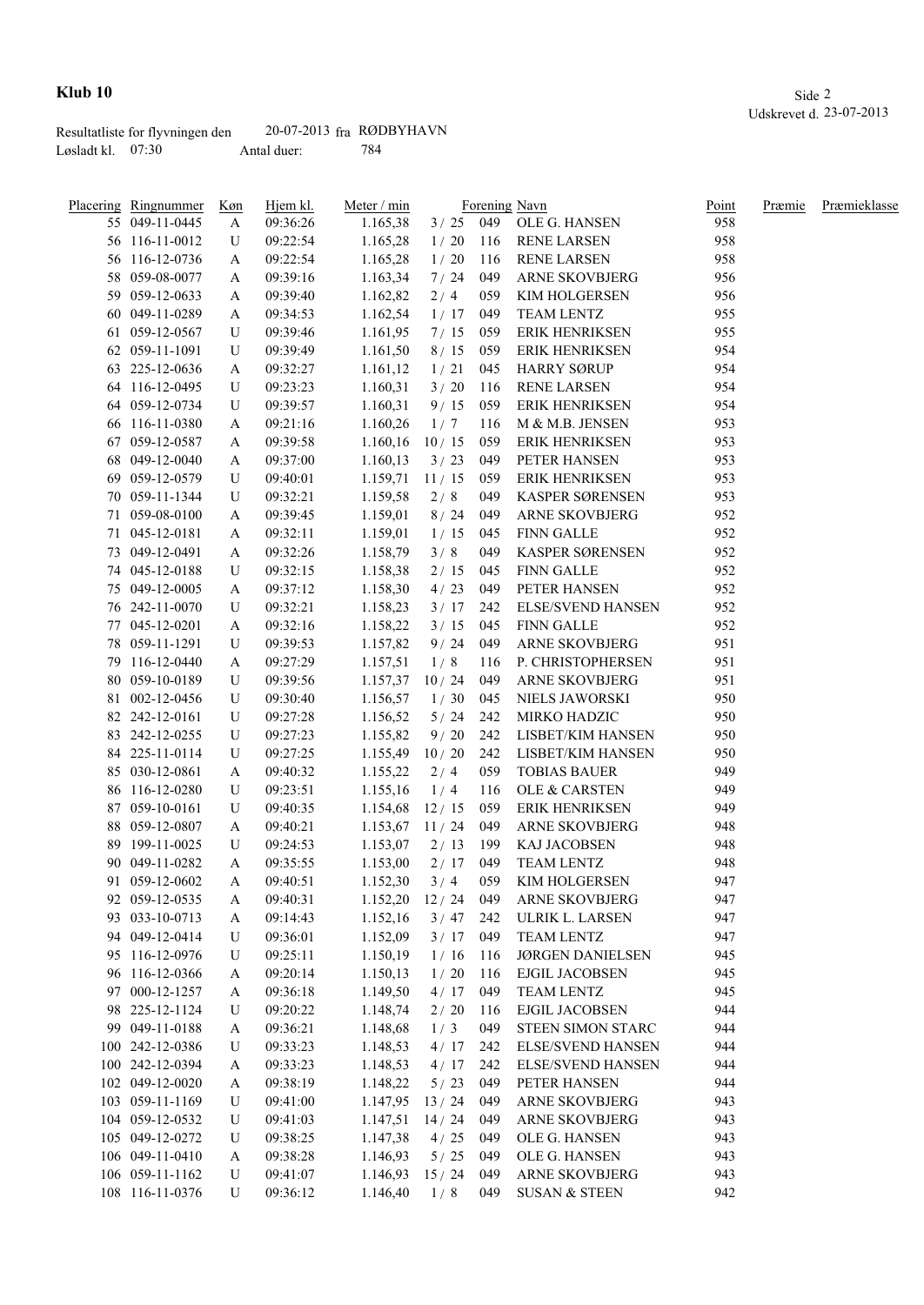**Klub 10**

Udskrevet d. 23-07-2013

Resultatliste for flyvningen den 20-07-2013 fra RØDBYHAVN

Løsladt kl. 07:30 Antal duer: 784

| Placering | Ringnummer | Køn | Hjem kl. | Meter / min | | Forening | Navn | Point | Præmie | Præmieklasse |
|---|---|---|---|---|---|---|---|---|---|---|
| 55 | 049-11-0445 | A | 09:36:26 | 1.165,38 | 3 / 25 | 049 | OLE G. HANSEN | 958 | | |
| 56 | 116-11-0012 | U | 09:22:54 | 1.165,28 | 1 / 20 | 116 | RENE LARSEN | 958 | | |
| 56 | 116-12-0736 | A | 09:22:54 | 1.165,28 | 1 / 20 | 116 | RENE LARSEN | 958 | | |
| 58 | 059-08-0077 | A | 09:39:16 | 1.163,34 | 7 / 24 | 049 | ARNE SKOVBJERG | 956 | | |
| 59 | 059-12-0633 | A | 09:39:40 | 1.162,82 | 2 / 4 | 059 | KIM HOLGERSEN | 956 | | |
| 60 | 049-11-0289 | A | 09:34:53 | 1.162,54 | 1 / 17 | 049 | TEAM LENTZ | 955 | | |
| 61 | 059-12-0567 | U | 09:39:46 | 1.161,95 | 7 / 15 | 059 | ERIK HENRIKSEN | 955 | | |
| 62 | 059-11-1091 | U | 09:39:49 | 1.161,50 | 8 / 15 | 059 | ERIK HENRIKSEN | 954 | | |
| 63 | 225-12-0636 | A | 09:32:27 | 1.161,12 | 1 / 21 | 045 | HARRY SØRUP | 954 | | |
| 64 | 116-12-0495 | U | 09:23:23 | 1.160,31 | 3 / 20 | 116 | RENE LARSEN | 954 | | |
| 64 | 059-12-0734 | U | 09:39:57 | 1.160,31 | 9 / 15 | 059 | ERIK HENRIKSEN | 954 | | |
| 66 | 116-11-0380 | A | 09:21:16 | 1.160,26 | 1 / 7 | 116 | M & M.B. JENSEN | 953 | | |
| 67 | 059-12-0587 | A | 09:39:58 | 1.160,16 | 10 / 15 | 059 | ERIK HENRIKSEN | 953 | | |
| 68 | 049-12-0040 | A | 09:37:00 | 1.160,13 | 3 / 23 | 049 | PETER HANSEN | 953 | | |
| 69 | 059-12-0579 | U | 09:40:01 | 1.159,71 | 11 / 15 | 059 | ERIK HENRIKSEN | 953 | | |
| 70 | 059-11-1344 | U | 09:32:21 | 1.159,58 | 2 / 8 | 049 | KASPER SØRENSEN | 953 | | |
| 71 | 059-08-0100 | A | 09:39:45 | 1.159,01 | 8 / 24 | 049 | ARNE SKOVBJERG | 952 | | |
| 71 | 045-12-0181 | A | 09:32:11 | 1.159,01 | 1 / 15 | 045 | FINN GALLE | 952 | | |
| 73 | 049-12-0491 | A | 09:32:26 | 1.158,79 | 3 / 8 | 049 | KASPER SØRENSEN | 952 | | |
| 74 | 045-12-0188 | U | 09:32:15 | 1.158,38 | 2 / 15 | 045 | FINN GALLE | 952 | | |
| 75 | 049-12-0005 | A | 09:37:12 | 1.158,30 | 4 / 23 | 049 | PETER HANSEN | 952 | | |
| 76 | 242-11-0070 | U | 09:32:21 | 1.158,23 | 3 / 17 | 242 | ELSE/SVEND HANSEN | 952 | | |
| 77 | 045-12-0201 | A | 09:32:16 | 1.158,22 | 3 / 15 | 045 | FINN GALLE | 952 | | |
| 78 | 059-11-1291 | U | 09:39:53 | 1.157,82 | 9 / 24 | 049 | ARNE SKOVBJERG | 951 | | |
| 79 | 116-12-0440 | A | 09:27:29 | 1.157,51 | 1 / 8 | 116 | P. CHRISTOPHERSEN | 951 | | |
| 80 | 059-10-0189 | U | 09:39:56 | 1.157,37 | 10 / 24 | 049 | ARNE SKOVBJERG | 951 | | |
| 81 | 002-12-0456 | U | 09:30:40 | 1.156,57 | 1 / 30 | 045 | NIELS JAWORSKI | 950 | | |
| 82 | 242-12-0161 | U | 09:27:28 | 1.156,52 | 5 / 24 | 242 | MIRKO HADZIC | 950 | | |
| 83 | 242-12-0255 | U | 09:27:23 | 1.155,82 | 9 / 20 | 242 | LISBET/KIM HANSEN | 950 | | |
| 84 | 225-11-0114 | U | 09:27:25 | 1.155,49 | 10 / 20 | 242 | LISBET/KIM HANSEN | 950 | | |
| 85 | 030-12-0861 | A | 09:40:32 | 1.155,22 | 2 / 4 | 059 | TOBIAS BAUER | 949 | | |
| 86 | 116-12-0280 | U | 09:23:51 | 1.155,16 | 1 / 4 | 116 | OLE & CARSTEN | 949 | | |
| 87 | 059-10-0161 | U | 09:40:35 | 1.154,68 | 12 / 15 | 059 | ERIK HENRIKSEN | 949 | | |
| 88 | 059-12-0807 | A | 09:40:21 | 1.153,67 | 11 / 24 | 049 | ARNE SKOVBJERG | 948 | | |
| 89 | 199-11-0025 | U | 09:24:53 | 1.153,07 | 2 / 13 | 199 | KAJ JACOBSEN | 948 | | |
| 90 | 049-11-0282 | A | 09:35:55 | 1.153,00 | 2 / 17 | 049 | TEAM LENTZ | 948 | | |
| 91 | 059-12-0602 | A | 09:40:51 | 1.152,30 | 3 / 4 | 059 | KIM HOLGERSEN | 947 | | |
| 92 | 059-12-0535 | A | 09:40:31 | 1.152,20 | 12 / 24 | 049 | ARNE SKOVBJERG | 947 | | |
| 93 | 033-10-0713 | A | 09:14:43 | 1.152,16 | 3 / 47 | 242 | ULRIK L. LARSEN | 947 | | |
| 94 | 049-12-0414 | U | 09:36:01 | 1.152,09 | 3 / 17 | 049 | TEAM LENTZ | 947 | | |
| 95 | 116-12-0976 | U | 09:25:11 | 1.150,19 | 1 / 16 | 116 | JØRGEN DANIELSEN | 945 | | |
| 96 | 116-12-0366 | A | 09:20:14 | 1.150,13 | 1 / 20 | 116 | EJGIL JACOBSEN | 945 | | |
| 97 | 000-12-1257 | A | 09:36:18 | 1.149,50 | 4 / 17 | 049 | TEAM LENTZ | 945 | | |
| 98 | 225-12-1124 | U | 09:20:22 | 1.148,74 | 2 / 20 | 116 | EJGIL JACOBSEN | 944 | | |
| 99 | 049-11-0188 | A | 09:36:21 | 1.148,68 | 1 / 3 | 049 | STEEN SIMON STARC | 944 | | |
| 100 | 242-12-0386 | U | 09:33:23 | 1.148,53 | 4 / 17 | 242 | ELSE/SVEND HANSEN | 944 | | |
| 100 | 242-12-0394 | A | 09:33:23 | 1.148,53 | 4 / 17 | 242 | ELSE/SVEND HANSEN | 944 | | |
| 102 | 049-12-0020 | A | 09:38:19 | 1.148,22 | 5 / 23 | 049 | PETER HANSEN | 944 | | |
| 103 | 059-11-1169 | U | 09:41:00 | 1.147,95 | 13 / 24 | 049 | ARNE SKOVBJERG | 943 | | |
| 104 | 059-12-0532 | U | 09:41:03 | 1.147,51 | 14 / 24 | 049 | ARNE SKOVBJERG | 943 | | |
| 105 | 049-12-0272 | U | 09:38:25 | 1.147,38 | 4 / 25 | 049 | OLE G. HANSEN | 943 | | |
| 106 | 049-11-0410 | A | 09:38:28 | 1.146,93 | 5 / 25 | 049 | OLE G. HANSEN | 943 | | |
| 106 | 059-11-1162 | U | 09:41:07 | 1.146,93 | 15 / 24 | 049 | ARNE SKOVBJERG | 943 | | |
| 108 | 116-11-0376 | U | 09:36:12 | 1.146,40 | 1 / 8 | 049 | SUSAN & STEEN | 942 | | |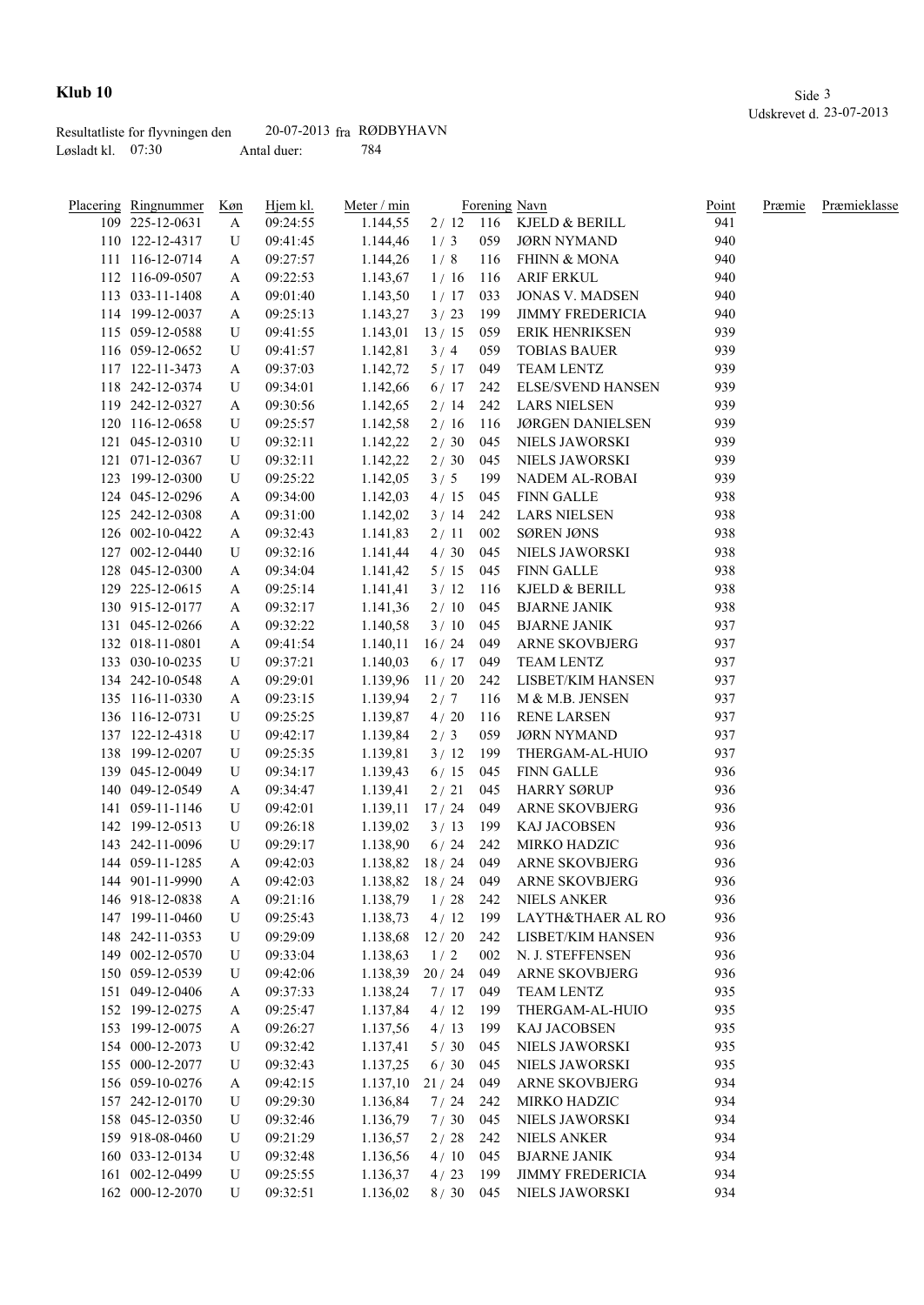# Klub 10

Udskrevet d. 23-07-2013

Resultatliste for flyvningen den 20-07-2013 fra RØDBYHAVN

Løsladt kl. 07:30 Antal duer: 784

| Placering | Ringnummer | Køn | Hjem kl. | Meter / min | | Forening | Navn | Point | Præmie | Præmieklasse |
|---|---|---|---|---|---|---|---|---|---|---|
| 109 | 225-12-0631 | A | 09:24:55 | 1.144,55 | 2 / 12 | 116 | KJELD & BERILL | 941 | | |
| 110 | 122-12-4317 | U | 09:41:45 | 1.144,46 | 1 / 3 | 059 | JØRN NYMAND | 940 | | |
| 111 | 116-12-0714 | A | 09:27:57 | 1.144,26 | 1 / 8 | 116 | FHINN & MONA | 940 | | |
| 112 | 116-09-0507 | A | 09:22:53 | 1.143,67 | 1 / 16 | 116 | ARIF ERKUL | 940 | | |
| 113 | 033-11-1408 | A | 09:01:40 | 1.143,50 | 1 / 17 | 033 | JONAS V. MADSEN | 940 | | |
| 114 | 199-12-0037 | A | 09:25:13 | 1.143,27 | 3 / 23 | 199 | JIMMY FREDERICIA | 940 | | |
| 115 | 059-12-0588 | U | 09:41:55 | 1.143,01 | 13 / 15 | 059 | ERIK HENRIKSEN | 939 | | |
| 116 | 059-12-0652 | U | 09:41:57 | 1.142,81 | 3 / 4 | 059 | TOBIAS BAUER | 939 | | |
| 117 | 122-11-3473 | A | 09:37:03 | 1.142,72 | 5 / 17 | 049 | TEAM LENTZ | 939 | | |
| 118 | 242-12-0374 | U | 09:34:01 | 1.142,66 | 6 / 17 | 242 | ELSE/SVEND HANSEN | 939 | | |
| 119 | 242-12-0327 | A | 09:30:56 | 1.142,65 | 2 / 14 | 242 | LARS NIELSEN | 939 | | |
| 120 | 116-12-0658 | U | 09:25:57 | 1.142,58 | 2 / 16 | 116 | JØRGEN DANIELSEN | 939 | | |
| 121 | 045-12-0310 | U | 09:32:11 | 1.142,22 | 2 / 30 | 045 | NIELS JAWORSKI | 939 | | |
| 121 | 071-12-0367 | U | 09:32:11 | 1.142,22 | 2 / 30 | 045 | NIELS JAWORSKI | 939 | | |
| 123 | 199-12-0300 | U | 09:25:22 | 1.142,05 | 3 / 5 | 199 | NADEM AL-ROBAI | 939 | | |
| 124 | 045-12-0296 | A | 09:34:00 | 1.142,03 | 4 / 15 | 045 | FINN GALLE | 938 | | |
| 125 | 242-12-0308 | A | 09:31:00 | 1.142,02 | 3 / 14 | 242 | LARS NIELSEN | 938 | | |
| 126 | 002-10-0422 | A | 09:32:43 | 1.141,83 | 2 / 11 | 002 | SØREN JØNS | 938 | | |
| 127 | 002-12-0440 | U | 09:32:16 | 1.141,44 | 4 / 30 | 045 | NIELS JAWORSKI | 938 | | |
| 128 | 045-12-0300 | A | 09:34:04 | 1.141,42 | 5 / 15 | 045 | FINN GALLE | 938 | | |
| 129 | 225-12-0615 | A | 09:25:14 | 1.141,41 | 3 / 12 | 116 | KJELD & BERILL | 938 | | |
| 130 | 915-12-0177 | A | 09:32:17 | 1.141,36 | 2 / 10 | 045 | BJARNE JANIK | 938 | | |
| 131 | 045-12-0266 | A | 09:32:22 | 1.140,58 | 3 / 10 | 045 | BJARNE JANIK | 937 | | |
| 132 | 018-11-0801 | A | 09:41:54 | 1.140,11 | 16 / 24 | 049 | ARNE SKOVBJERG | 937 | | |
| 133 | 030-10-0235 | U | 09:37:21 | 1.140,03 | 6 / 17 | 049 | TEAM LENTZ | 937 | | |
| 134 | 242-10-0548 | A | 09:29:01 | 1.139,96 | 11 / 20 | 242 | LISBET/KIM HANSEN | 937 | | |
| 135 | 116-11-0330 | A | 09:23:15 | 1.139,94 | 2 / 7 | 116 | M & M.B. JENSEN | 937 | | |
| 136 | 116-12-0731 | U | 09:25:25 | 1.139,87 | 4 / 20 | 116 | RENE LARSEN | 937 | | |
| 137 | 122-12-4318 | U | 09:42:17 | 1.139,84 | 2 / 3 | 059 | JØRN NYMAND | 937 | | |
| 138 | 199-12-0207 | U | 09:25:35 | 1.139,81 | 3 / 12 | 199 | THERGAM-AL-HUIO | 937 | | |
| 139 | 045-12-0049 | U | 09:34:17 | 1.139,43 | 6 / 15 | 045 | FINN GALLE | 936 | | |
| 140 | 049-12-0549 | A | 09:34:47 | 1.139,41 | 2 / 21 | 045 | HARRY SØRUP | 936 | | |
| 141 | 059-11-1146 | U | 09:42:01 | 1.139,11 | 17 / 24 | 049 | ARNE SKOVBJERG | 936 | | |
| 142 | 199-12-0513 | U | 09:26:18 | 1.139,02 | 3 / 13 | 199 | KAJ JACOBSEN | 936 | | |
| 143 | 242-11-0096 | U | 09:29:17 | 1.138,90 | 6 / 24 | 242 | MIRKO HADZIC | 936 | | |
| 144 | 059-11-1285 | A | 09:42:03 | 1.138,82 | 18 / 24 | 049 | ARNE SKOVBJERG | 936 | | |
| 144 | 901-11-9990 | A | 09:42:03 | 1.138,82 | 18 / 24 | 049 | ARNE SKOVBJERG | 936 | | |
| 146 | 918-12-0838 | A | 09:21:16 | 1.138,79 | 1 / 28 | 242 | NIELS ANKER | 936 | | |
| 147 | 199-11-0460 | U | 09:25:43 | 1.138,73 | 4 / 12 | 199 | LAYTH&THAER AL RO | 936 | | |
| 148 | 242-11-0353 | U | 09:29:09 | 1.138,68 | 12 / 20 | 242 | LISBET/KIM HANSEN | 936 | | |
| 149 | 002-12-0570 | U | 09:33:04 | 1.138,63 | 1 / 2 | 002 | N. J. STEFFENSEN | 936 | | |
| 150 | 059-12-0539 | U | 09:42:06 | 1.138,39 | 20 / 24 | 049 | ARNE SKOVBJERG | 936 | | |
| 151 | 049-12-0406 | A | 09:37:33 | 1.138,24 | 7 / 17 | 049 | TEAM LENTZ | 935 | | |
| 152 | 199-12-0275 | A | 09:25:47 | 1.137,84 | 4 / 12 | 199 | THERGAM-AL-HUIO | 935 | | |
| 153 | 199-12-0075 | A | 09:26:27 | 1.137,56 | 4 / 13 | 199 | KAJ JACOBSEN | 935 | | |
| 154 | 000-12-2073 | U | 09:32:42 | 1.137,41 | 5 / 30 | 045 | NIELS JAWORSKI | 935 | | |
| 155 | 000-12-2077 | U | 09:32:43 | 1.137,25 | 6 / 30 | 045 | NIELS JAWORSKI | 935 | | |
| 156 | 059-10-0276 | A | 09:42:15 | 1.137,10 | 21 / 24 | 049 | ARNE SKOVBJERG | 934 | | |
| 157 | 242-12-0170 | U | 09:29:30 | 1.136,84 | 7 / 24 | 242 | MIRKO HADZIC | 934 | | |
| 158 | 045-12-0350 | U | 09:32:46 | 1.136,79 | 7 / 30 | 045 | NIELS JAWORSKI | 934 | | |
| 159 | 918-08-0460 | U | 09:21:29 | 1.136,57 | 2 / 28 | 242 | NIELS ANKER | 934 | | |
| 160 | 033-12-0134 | U | 09:32:48 | 1.136,56 | 4 / 10 | 045 | BJARNE JANIK | 934 | | |
| 161 | 002-12-0499 | U | 09:25:55 | 1.136,37 | 4 / 23 | 199 | JIMMY FREDERICIA | 934 | | |
| 162 | 000-12-2070 | U | 09:32:51 | 1.136,02 | 8 / 30 | 045 | NIELS JAWORSKI | 934 | | |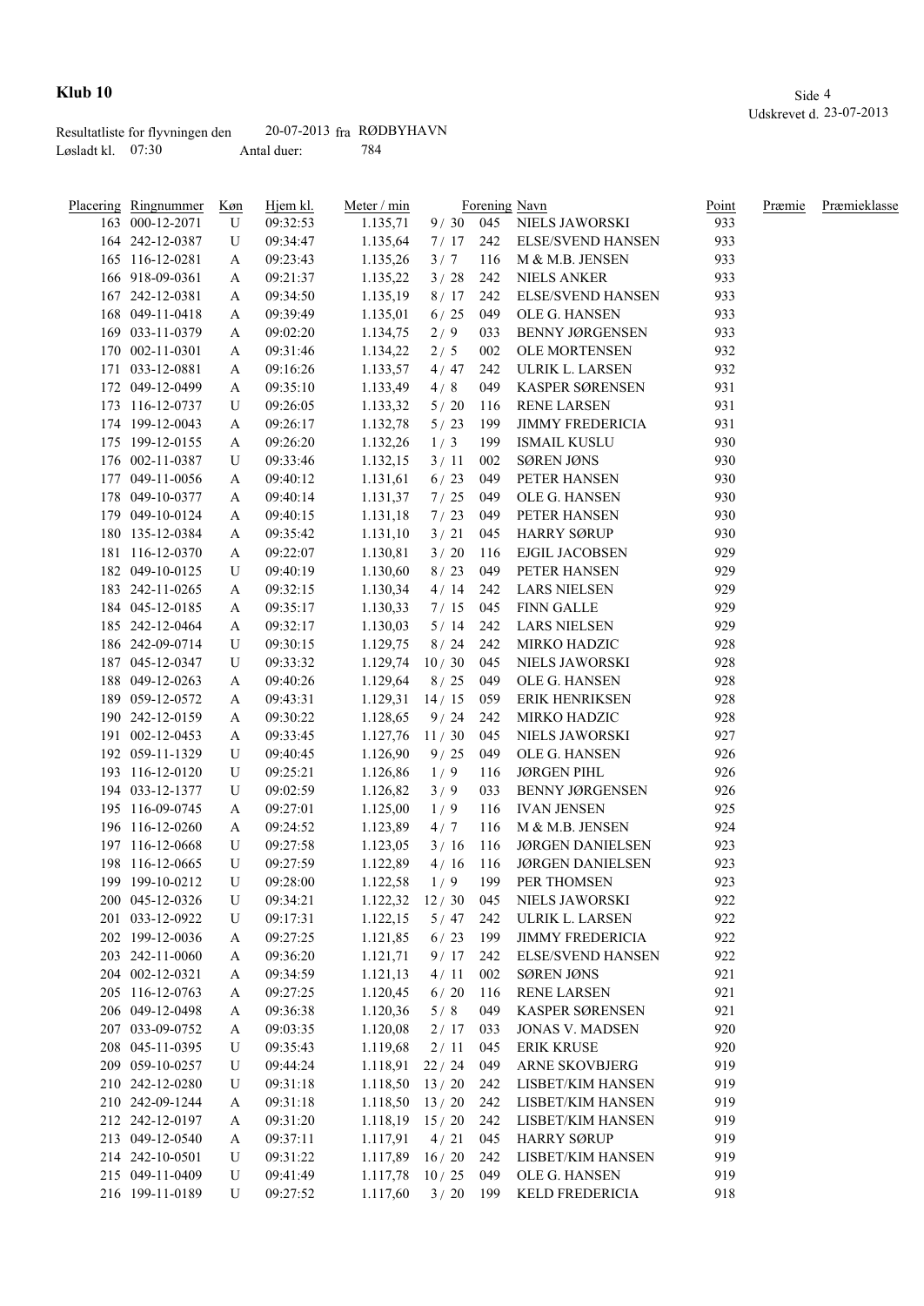# Klub 10

Udskrevet d. 23-07-2013

Resultatliste for flyvningen den 20-07-2013 fra RØDBYHAVN

Løsladt kl. 07:30 Antal duer: 784

| Placering | Ringnummer | Køn | Hjem kl. | Meter / min | | Forening | Navn | Point | Præmie | Præmieklasse |
|---|---|---|---|---|---|---|---|---|---|---|
| 163 | 000-12-2071 | U | 09:32:53 | 1.135,71 | 9 / 30 | 045 | NIELS JAWORSKI | 933 | | |
| 164 | 242-12-0387 | U | 09:34:47 | 1.135,64 | 7 / 17 | 242 | ELSE/SVEND HANSEN | 933 | | |
| 165 | 116-12-0281 | A | 09:23:43 | 1.135,26 | 3 / 7 | 116 | M & M.B. JENSEN | 933 | | |
| 166 | 918-09-0361 | A | 09:21:37 | 1.135,22 | 3 / 28 | 242 | NIELS ANKER | 933 | | |
| 167 | 242-12-0381 | A | 09:34:50 | 1.135,19 | 8 / 17 | 242 | ELSE/SVEND HANSEN | 933 | | |
| 168 | 049-11-0418 | A | 09:39:49 | 1.135,01 | 6 / 25 | 049 | OLE G. HANSEN | 933 | | |
| 169 | 033-11-0379 | A | 09:02:20 | 1.134,75 | 2 / 9 | 033 | BENNY JØRGENSEN | 933 | | |
| 170 | 002-11-0301 | A | 09:31:46 | 1.134,22 | 2 / 5 | 002 | OLE MORTENSEN | 932 | | |
| 171 | 033-12-0881 | A | 09:16:26 | 1.133,57 | 4 / 47 | 242 | ULRIK L. LARSEN | 932 | | |
| 172 | 049-12-0499 | A | 09:35:10 | 1.133,49 | 4 / 8 | 049 | KASPER SØRENSEN | 931 | | |
| 173 | 116-12-0737 | U | 09:26:05 | 1.133,32 | 5 / 20 | 116 | RENE LARSEN | 931 | | |
| 174 | 199-12-0043 | A | 09:26:17 | 1.132,78 | 5 / 23 | 199 | JIMMY FREDERICIA | 931 | | |
| 175 | 199-12-0155 | A | 09:26:20 | 1.132,26 | 1 / 3 | 199 | ISMAIL KUSLU | 930 | | |
| 176 | 002-11-0387 | U | 09:33:46 | 1.132,15 | 3 / 11 | 002 | SØREN JØNS | 930 | | |
| 177 | 049-11-0056 | A | 09:40:12 | 1.131,61 | 6 / 23 | 049 | PETER HANSEN | 930 | | |
| 178 | 049-10-0377 | A | 09:40:14 | 1.131,37 | 7 / 25 | 049 | OLE G. HANSEN | 930 | | |
| 179 | 049-10-0124 | A | 09:40:15 | 1.131,18 | 7 / 23 | 049 | PETER HANSEN | 930 | | |
| 180 | 135-12-0384 | A | 09:35:42 | 1.131,10 | 3 / 21 | 045 | HARRY SØRUP | 930 | | |
| 181 | 116-12-0370 | A | 09:22:07 | 1.130,81 | 3 / 20 | 116 | EJGIL JACOBSEN | 929 | | |
| 182 | 049-10-0125 | U | 09:40:19 | 1.130,60 | 8 / 23 | 049 | PETER HANSEN | 929 | | |
| 183 | 242-11-0265 | A | 09:32:15 | 1.130,34 | 4 / 14 | 242 | LARS NIELSEN | 929 | | |
| 184 | 045-12-0185 | A | 09:35:17 | 1.130,33 | 7 / 15 | 045 | FINN GALLE | 929 | | |
| 185 | 242-12-0464 | A | 09:32:17 | 1.130,03 | 5 / 14 | 242 | LARS NIELSEN | 929 | | |
| 186 | 242-09-0714 | U | 09:30:15 | 1.129,75 | 8 / 24 | 242 | MIRKO HADZIC | 928 | | |
| 187 | 045-12-0347 | U | 09:33:32 | 1.129,74 | 10 / 30 | 045 | NIELS JAWORSKI | 928 | | |
| 188 | 049-12-0263 | A | 09:40:26 | 1.129,64 | 8 / 25 | 049 | OLE G. HANSEN | 928 | | |
| 189 | 059-12-0572 | A | 09:43:31 | 1.129,31 | 14 / 15 | 059 | ERIK HENRIKSEN | 928 | | |
| 190 | 242-12-0159 | A | 09:30:22 | 1.128,65 | 9 / 24 | 242 | MIRKO HADZIC | 928 | | |
| 191 | 002-12-0453 | A | 09:33:45 | 1.127,76 | 11 / 30 | 045 | NIELS JAWORSKI | 927 | | |
| 192 | 059-11-1329 | U | 09:40:45 | 1.126,90 | 9 / 25 | 049 | OLE G. HANSEN | 926 | | |
| 193 | 116-12-0120 | U | 09:25:21 | 1.126,86 | 1 / 9 | 116 | JØRGEN PIHL | 926 | | |
| 194 | 033-12-1377 | U | 09:02:59 | 1.126,82 | 3 / 9 | 033 | BENNY JØRGENSEN | 926 | | |
| 195 | 116-09-0745 | A | 09:27:01 | 1.125,00 | 1 / 9 | 116 | IVAN JENSEN | 925 | | |
| 196 | 116-12-0260 | A | 09:24:52 | 1.123,89 | 4 / 7 | 116 | M & M.B. JENSEN | 924 | | |
| 197 | 116-12-0668 | U | 09:27:58 | 1.123,05 | 3 / 16 | 116 | JØRGEN DANIELSEN | 923 | | |
| 198 | 116-12-0665 | U | 09:27:59 | 1.122,89 | 4 / 16 | 116 | JØRGEN DANIELSEN | 923 | | |
| 199 | 199-10-0212 | U | 09:28:00 | 1.122,58 | 1 / 9 | 199 | PER THOMSEN | 923 | | |
| 200 | 045-12-0326 | U | 09:34:21 | 1.122,32 | 12 / 30 | 045 | NIELS JAWORSKI | 922 | | |
| 201 | 033-12-0922 | U | 09:17:31 | 1.122,15 | 5 / 47 | 242 | ULRIK L. LARSEN | 922 | | |
| 202 | 199-12-0036 | A | 09:27:25 | 1.121,85 | 6 / 23 | 199 | JIMMY FREDERICIA | 922 | | |
| 203 | 242-11-0060 | A | 09:36:20 | 1.121,71 | 9 / 17 | 242 | ELSE/SVEND HANSEN | 922 | | |
| 204 | 002-12-0321 | A | 09:34:59 | 1.121,13 | 4 / 11 | 002 | SØREN JØNS | 921 | | |
| 205 | 116-12-0763 | A | 09:27:25 | 1.120,45 | 6 / 20 | 116 | RENE LARSEN | 921 | | |
| 206 | 049-12-0498 | A | 09:36:38 | 1.120,36 | 5 / 8 | 049 | KASPER SØRENSEN | 921 | | |
| 207 | 033-09-0752 | A | 09:03:35 | 1.120,08 | 2 / 17 | 033 | JONAS V. MADSEN | 920 | | |
| 208 | 045-11-0395 | U | 09:35:43 | 1.119,68 | 2 / 11 | 045 | ERIK KRUSE | 920 | | |
| 209 | 059-10-0257 | U | 09:44:24 | 1.118,91 | 22 / 24 | 049 | ARNE SKOVBJERG | 919 | | |
| 210 | 242-12-0280 | U | 09:31:18 | 1.118,50 | 13 / 20 | 242 | LISBET/KIM HANSEN | 919 | | |
| 210 | 242-09-1244 | A | 09:31:18 | 1.118,50 | 13 / 20 | 242 | LISBET/KIM HANSEN | 919 | | |
| 212 | 242-12-0197 | A | 09:31:20 | 1.118,19 | 15 / 20 | 242 | LISBET/KIM HANSEN | 919 | | |
| 213 | 049-12-0540 | A | 09:37:11 | 1.117,91 | 4 / 21 | 045 | HARRY SØRUP | 919 | | |
| 214 | 242-10-0501 | U | 09:31:22 | 1.117,89 | 16 / 20 | 242 | LISBET/KIM HANSEN | 919 | | |
| 215 | 049-11-0409 | U | 09:41:49 | 1.117,78 | 10 / 25 | 049 | OLE G. HANSEN | 919 | | |
| 216 | 199-11-0189 | U | 09:27:52 | 1.117,60 | 3 / 20 | 199 | KELD FREDERICIA | 918 | | |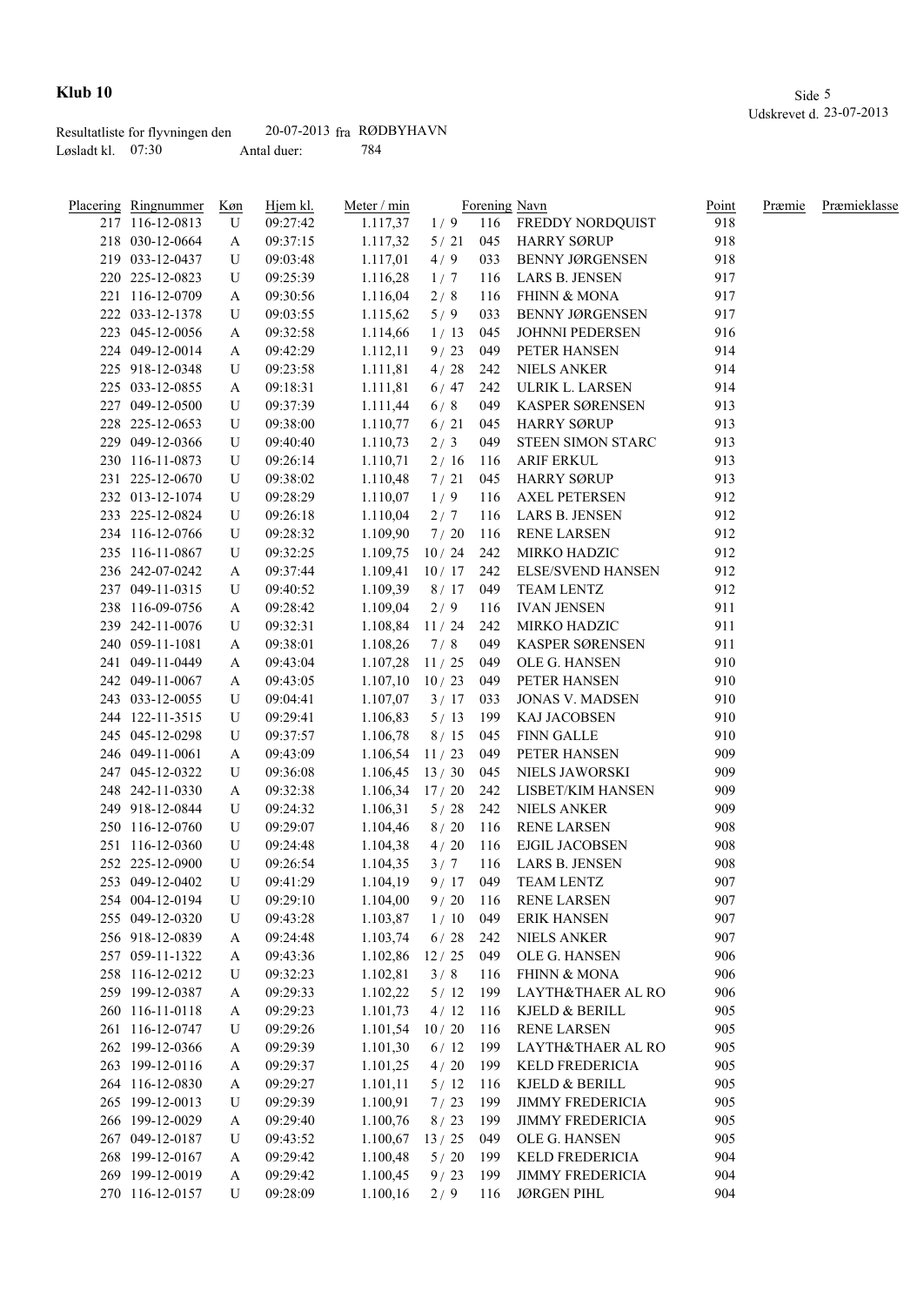**Klub 10**

Udskrevet d. 23-07-2013

Resultatliste for flyvningen den 20-07-2013 fra RØDBYHAVN
Løsladt kl. 07:30 Antal duer: 784

| Placering | Ringnummer | Køn | Hjem kl. | Meter / min | | Forening | Navn | Point | Præmie | Præmieklasse |
|---|---|---|---|---|---|---|---|---|---|---|
| 217 | 116-12-0813 | U | 09:27:42 | 1.117,37 | 1 / 9 | 116 | FREDDY NORDQUIST | 918 | | |
| 218 | 030-12-0664 | A | 09:37:15 | 1.117,32 | 5 / 21 | 045 | HARRY SØRUP | 918 | | |
| 219 | 033-12-0437 | U | 09:03:48 | 1.117,01 | 4 / 9 | 033 | BENNY JØRGENSEN | 918 | | |
| 220 | 225-12-0823 | U | 09:25:39 | 1.116,28 | 1 / 7 | 116 | LARS B. JENSEN | 917 | | |
| 221 | 116-12-0709 | A | 09:30:56 | 1.116,04 | 2 / 8 | 116 | FHINN & MONA | 917 | | |
| 222 | 033-12-1378 | U | 09:03:55 | 1.115,62 | 5 / 9 | 033 | BENNY JØRGENSEN | 917 | | |
| 223 | 045-12-0056 | A | 09:32:58 | 1.114,66 | 1 / 13 | 045 | JOHNNI PEDERSEN | 916 | | |
| 224 | 049-12-0014 | A | 09:42:29 | 1.112,11 | 9 / 23 | 049 | PETER HANSEN | 914 | | |
| 225 | 918-12-0348 | U | 09:23:58 | 1.111,81 | 4 / 28 | 242 | NIELS ANKER | 914 | | |
| 225 | 033-12-0855 | A | 09:18:31 | 1.111,81 | 6 / 47 | 242 | ULRIK L. LARSEN | 914 | | |
| 227 | 049-12-0500 | U | 09:37:39 | 1.111,44 | 6 / 8 | 049 | KASPER SØRENSEN | 913 | | |
| 228 | 225-12-0653 | U | 09:38:00 | 1.110,77 | 6 / 21 | 045 | HARRY SØRUP | 913 | | |
| 229 | 049-12-0366 | U | 09:40:40 | 1.110,73 | 2 / 3 | 049 | STEEN SIMON STARC | 913 | | |
| 230 | 116-11-0873 | U | 09:26:14 | 1.110,71 | 2 / 16 | 116 | ARIF ERKUL | 913 | | |
| 231 | 225-12-0670 | U | 09:38:02 | 1.110,48 | 7 / 21 | 045 | HARRY SØRUP | 913 | | |
| 232 | 013-12-1074 | U | 09:28:29 | 1.110,07 | 1 / 9 | 116 | AXEL PETERSEN | 912 | | |
| 233 | 225-12-0824 | U | 09:26:18 | 1.110,04 | 2 / 7 | 116 | LARS B. JENSEN | 912 | | |
| 234 | 116-12-0766 | U | 09:28:32 | 1.109,90 | 7 / 20 | 116 | RENE LARSEN | 912 | | |
| 235 | 116-11-0867 | U | 09:32:25 | 1.109,75 | 10 / 24 | 242 | MIRKO HADZIC | 912 | | |
| 236 | 242-07-0242 | A | 09:37:44 | 1.109,41 | 10 / 17 | 242 | ELSE/SVEND HANSEN | 912 | | |
| 237 | 049-11-0315 | U | 09:40:52 | 1.109,39 | 8 / 17 | 049 | TEAM LENTZ | 912 | | |
| 238 | 116-09-0756 | A | 09:28:42 | 1.109,04 | 2 / 9 | 116 | IVAN JENSEN | 911 | | |
| 239 | 242-11-0076 | U | 09:32:31 | 1.108,84 | 11 / 24 | 242 | MIRKO HADZIC | 911 | | |
| 240 | 059-11-1081 | A | 09:38:01 | 1.108,26 | 7 / 8 | 049 | KASPER SØRENSEN | 911 | | |
| 241 | 049-11-0449 | A | 09:43:04 | 1.107,28 | 11 / 25 | 049 | OLE G. HANSEN | 910 | | |
| 242 | 049-11-0067 | A | 09:43:05 | 1.107,10 | 10 / 23 | 049 | PETER HANSEN | 910 | | |
| 243 | 033-12-0055 | U | 09:04:41 | 1.107,07 | 3 / 17 | 033 | JONAS V. MADSEN | 910 | | |
| 244 | 122-11-3515 | U | 09:29:41 | 1.106,83 | 5 / 13 | 199 | KAJ JACOBSEN | 910 | | |
| 245 | 045-12-0298 | U | 09:37:57 | 1.106,78 | 8 / 15 | 045 | FINN GALLE | 910 | | |
| 246 | 049-11-0061 | A | 09:43:09 | 1.106,54 | 11 / 23 | 049 | PETER HANSEN | 909 | | |
| 247 | 045-12-0322 | U | 09:36:08 | 1.106,45 | 13 / 30 | 045 | NIELS JAWORSKI | 909 | | |
| 248 | 242-11-0330 | A | 09:32:38 | 1.106,34 | 17 / 20 | 242 | LISBET/KIM HANSEN | 909 | | |
| 249 | 918-12-0844 | U | 09:24:32 | 1.106,31 | 5 / 28 | 242 | NIELS ANKER | 909 | | |
| 250 | 116-12-0760 | U | 09:29:07 | 1.104,46 | 8 / 20 | 116 | RENE LARSEN | 908 | | |
| 251 | 116-12-0360 | U | 09:24:48 | 1.104,38 | 4 / 20 | 116 | EJGIL JACOBSEN | 908 | | |
| 252 | 225-12-0900 | U | 09:26:54 | 1.104,35 | 3 / 7 | 116 | LARS B. JENSEN | 908 | | |
| 253 | 049-12-0402 | U | 09:41:29 | 1.104,19 | 9 / 17 | 049 | TEAM LENTZ | 907 | | |
| 254 | 004-12-0194 | U | 09:29:10 | 1.104,00 | 9 / 20 | 116 | RENE LARSEN | 907 | | |
| 255 | 049-12-0320 | U | 09:43:28 | 1.103,87 | 1 / 10 | 049 | ERIK HANSEN | 907 | | |
| 256 | 918-12-0839 | A | 09:24:48 | 1.103,74 | 6 / 28 | 242 | NIELS ANKER | 907 | | |
| 257 | 059-11-1322 | A | 09:43:36 | 1.102,86 | 12 / 25 | 049 | OLE G. HANSEN | 906 | | |
| 258 | 116-12-0212 | U | 09:32:23 | 1.102,81 | 3 / 8 | 116 | FHINN & MONA | 906 | | |
| 259 | 199-12-0387 | A | 09:29:33 | 1.102,22 | 5 / 12 | 199 | LAYTH&THAER AL RO | 906 | | |
| 260 | 116-11-0118 | A | 09:29:23 | 1.101,73 | 4 / 12 | 116 | KJELD & BERILL | 905 | | |
| 261 | 116-12-0747 | U | 09:29:26 | 1.101,54 | 10 / 20 | 116 | RENE LARSEN | 905 | | |
| 262 | 199-12-0366 | A | 09:29:39 | 1.101,30 | 6 / 12 | 199 | LAYTH&THAER AL RO | 905 | | |
| 263 | 199-12-0116 | A | 09:29:37 | 1.101,25 | 4 / 20 | 199 | KELD FREDERICIA | 905 | | |
| 264 | 116-12-0830 | A | 09:29:27 | 1.101,11 | 5 / 12 | 116 | KJELD & BERILL | 905 | | |
| 265 | 199-12-0013 | U | 09:29:39 | 1.100,91 | 7 / 23 | 199 | JIMMY FREDERICIA | 905 | | |
| 266 | 199-12-0029 | A | 09:29:40 | 1.100,76 | 8 / 23 | 199 | JIMMY FREDERICIA | 905 | | |
| 267 | 049-12-0187 | U | 09:43:52 | 1.100,67 | 13 / 25 | 049 | OLE G. HANSEN | 905 | | |
| 268 | 199-12-0167 | A | 09:29:42 | 1.100,48 | 5 / 20 | 199 | KELD FREDERICIA | 904 | | |
| 269 | 199-12-0019 | A | 09:29:42 | 1.100,45 | 9 / 23 | 199 | JIMMY FREDERICIA | 904 | | |
| 270 | 116-12-0157 | U | 09:28:09 | 1.100,16 | 2 / 9 | 116 | JØRGEN PIHL | 904 | | |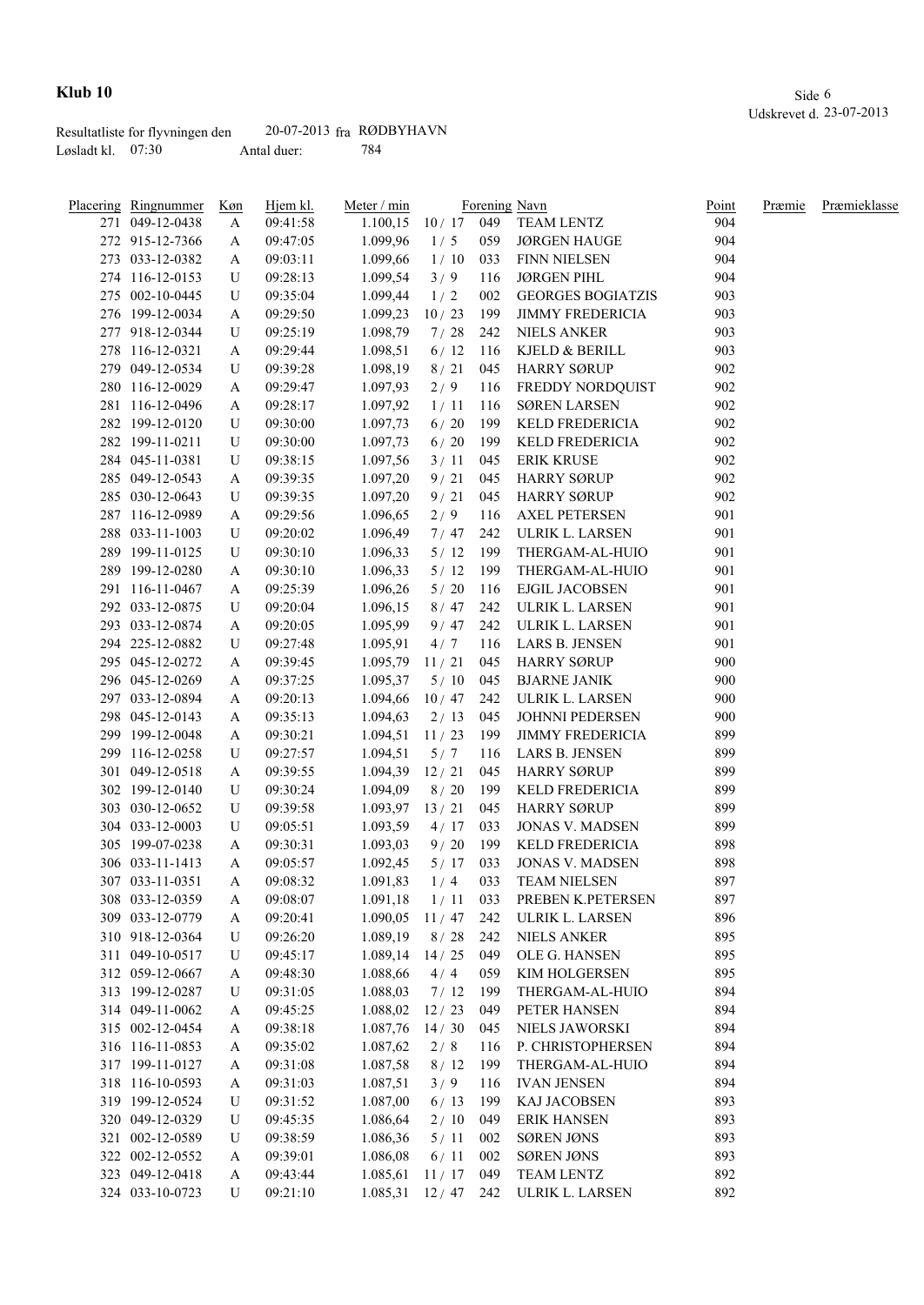**Klub 10**

Udskrevet d. 23-07-2013

Resultatliste for flyvningen den 20-07-2013 fra RØDBYHAVN
Løsladt kl. 07:30 Antal duer: 784

| Placering | Ringnummer | Køn | Hjem kl. | Meter / min | | Forening | Navn | Point | Præmie | Præmieklasse |
|---|---|---|---|---|---|---|---|---|---|---|
| 271 | 049-12-0438 | A | 09:41:58 | 1.100,15 | 10 / 17 | 049 | TEAM LENTZ | 904 | | |
| 272 | 915-12-7366 | A | 09:47:05 | 1.099,96 | 1 / 5 | 059 | JØRGEN HAUGE | 904 | | |
| 273 | 033-12-0382 | A | 09:03:11 | 1.099,66 | 1 / 10 | 033 | FINN NIELSEN | 904 | | |
| 274 | 116-12-0153 | U | 09:28:13 | 1.099,54 | 3 / 9 | 116 | JØRGEN PIHL | 904 | | |
| 275 | 002-10-0445 | U | 09:35:04 | 1.099,44 | 1 / 2 | 002 | GEORGES BOGIATZIS | 903 | | |
| 276 | 199-12-0034 | A | 09:29:50 | 1.099,23 | 10 / 23 | 199 | JIMMY FREDERICIA | 903 | | |
| 277 | 918-12-0344 | U | 09:25:19 | 1.098,79 | 7 / 28 | 242 | NIELS ANKER | 903 | | |
| 278 | 116-12-0321 | A | 09:29:44 | 1.098,51 | 6 / 12 | 116 | KJELD & BERILL | 903 | | |
| 279 | 049-12-0534 | U | 09:39:28 | 1.098,19 | 8 / 21 | 045 | HARRY SØRUP | 902 | | |
| 280 | 116-12-0029 | A | 09:29:47 | 1.097,93 | 2 / 9 | 116 | FREDDY NORDQUIST | 902 | | |
| 281 | 116-12-0496 | A | 09:28:17 | 1.097,92 | 1 / 11 | 116 | SØREN LARSEN | 902 | | |
| 282 | 199-12-0120 | U | 09:30:00 | 1.097,73 | 6 / 20 | 199 | KELD FREDERICIA | 902 | | |
| 282 | 199-11-0211 | U | 09:30:00 | 1.097,73 | 6 / 20 | 199 | KELD FREDERICIA | 902 | | |
| 284 | 045-11-0381 | U | 09:38:15 | 1.097,56 | 3 / 11 | 045 | ERIK KRUSE | 902 | | |
| 285 | 049-12-0543 | A | 09:39:35 | 1.097,20 | 9 / 21 | 045 | HARRY SØRUP | 902 | | |
| 285 | 030-12-0643 | U | 09:39:35 | 1.097,20 | 9 / 21 | 045 | HARRY SØRUP | 902 | | |
| 287 | 116-12-0989 | A | 09:29:56 | 1.096,65 | 2 / 9 | 116 | AXEL PETERSEN | 901 | | |
| 288 | 033-11-1003 | U | 09:20:02 | 1.096,49 | 7 / 47 | 242 | ULRIK L. LARSEN | 901 | | |
| 289 | 199-11-0125 | U | 09:30:10 | 1.096,33 | 5 / 12 | 199 | THERGAM-AL-HUIO | 901 | | |
| 289 | 199-12-0280 | A | 09:30:10 | 1.096,33 | 5 / 12 | 199 | THERGAM-AL-HUIO | 901 | | |
| 291 | 116-11-0467 | A | 09:25:39 | 1.096,26 | 5 / 20 | 116 | EJGIL JACOBSEN | 901 | | |
| 292 | 033-12-0875 | U | 09:20:04 | 1.096,15 | 8 / 47 | 242 | ULRIK L. LARSEN | 901 | | |
| 293 | 033-12-0874 | A | 09:20:05 | 1.095,99 | 9 / 47 | 242 | ULRIK L. LARSEN | 901 | | |
| 294 | 225-12-0882 | U | 09:27:48 | 1.095,91 | 4 / 7 | 116 | LARS B. JENSEN | 901 | | |
| 295 | 045-12-0272 | A | 09:39:45 | 1.095,79 | 11 / 21 | 045 | HARRY SØRUP | 900 | | |
| 296 | 045-12-0269 | A | 09:37:25 | 1.095,37 | 5 / 10 | 045 | BJARNE JANIK | 900 | | |
| 297 | 033-12-0894 | A | 09:20:13 | 1.094,66 | 10 / 47 | 242 | ULRIK L. LARSEN | 900 | | |
| 298 | 045-12-0143 | A | 09:35:13 | 1.094,63 | 2 / 13 | 045 | JOHNNI PEDERSEN | 900 | | |
| 299 | 199-12-0048 | A | 09:30:21 | 1.094,51 | 11 / 23 | 199 | JIMMY FREDERICIA | 899 | | |
| 299 | 116-12-0258 | U | 09:27:57 | 1.094,51 | 5 / 7 | 116 | LARS B. JENSEN | 899 | | |
| 301 | 049-12-0518 | A | 09:39:55 | 1.094,39 | 12 / 21 | 045 | HARRY SØRUP | 899 | | |
| 302 | 199-12-0140 | U | 09:30:24 | 1.094,09 | 8 / 20 | 199 | KELD FREDERICIA | 899 | | |
| 303 | 030-12-0652 | U | 09:39:58 | 1.093,97 | 13 / 21 | 045 | HARRY SØRUP | 899 | | |
| 304 | 033-12-0003 | U | 09:05:51 | 1.093,59 | 4 / 17 | 033 | JONAS V. MADSEN | 899 | | |
| 305 | 199-07-0238 | A | 09:30:31 | 1.093,03 | 9 / 20 | 199 | KELD FREDERICIA | 898 | | |
| 306 | 033-11-1413 | A | 09:05:57 | 1.092,45 | 5 / 17 | 033 | JONAS V. MADSEN | 898 | | |
| 307 | 033-11-0351 | A | 09:08:32 | 1.091,83 | 1 / 4 | 033 | TEAM NIELSEN | 897 | | |
| 308 | 033-12-0359 | A | 09:08:07 | 1.091,18 | 1 / 11 | 033 | PREBEN K.PETERSEN | 897 | | |
| 309 | 033-12-0779 | A | 09:20:41 | 1.090,05 | 11 / 47 | 242 | ULRIK L. LARSEN | 896 | | |
| 310 | 918-12-0364 | U | 09:26:20 | 1.089,19 | 8 / 28 | 242 | NIELS ANKER | 895 | | |
| 311 | 049-10-0517 | U | 09:45:17 | 1.089,14 | 14 / 25 | 049 | OLE G. HANSEN | 895 | | |
| 312 | 059-12-0667 | A | 09:48:30 | 1.088,66 | 4 / 4 | 059 | KIM HOLGERSEN | 895 | | |
| 313 | 199-12-0287 | U | 09:31:05 | 1.088,03 | 7 / 12 | 199 | THERGAM-AL-HUIO | 894 | | |
| 314 | 049-11-0062 | A | 09:45:25 | 1.088,02 | 12 / 23 | 049 | PETER HANSEN | 894 | | |
| 315 | 002-12-0454 | A | 09:38:18 | 1.087,76 | 14 / 30 | 045 | NIELS JAWORSKI | 894 | | |
| 316 | 116-11-0853 | A | 09:35:02 | 1.087,62 | 2 / 8 | 116 | P. CHRISTOPHERSEN | 894 | | |
| 317 | 199-11-0127 | A | 09:31:08 | 1.087,58 | 8 / 12 | 199 | THERGAM-AL-HUIO | 894 | | |
| 318 | 116-10-0593 | A | 09:31:03 | 1.087,51 | 3 / 9 | 116 | IVAN JENSEN | 894 | | |
| 319 | 199-12-0524 | U | 09:31:52 | 1.087,00 | 6 / 13 | 199 | KAJ JACOBSEN | 893 | | |
| 320 | 049-12-0329 | U | 09:45:35 | 1.086,64 | 2 / 10 | 049 | ERIK HANSEN | 893 | | |
| 321 | 002-12-0589 | U | 09:38:59 | 1.086,36 | 5 / 11 | 002 | SØREN JØNS | 893 | | |
| 322 | 002-12-0552 | A | 09:39:01 | 1.086,08 | 6 / 11 | 002 | SØREN JØNS | 893 | | |
| 323 | 049-12-0418 | A | 09:43:44 | 1.085,61 | 11 / 17 | 049 | TEAM LENTZ | 892 | | |
| 324 | 033-10-0723 | U | 09:21:10 | 1.085,31 | 12 / 47 | 242 | ULRIK L. LARSEN | 892 | | |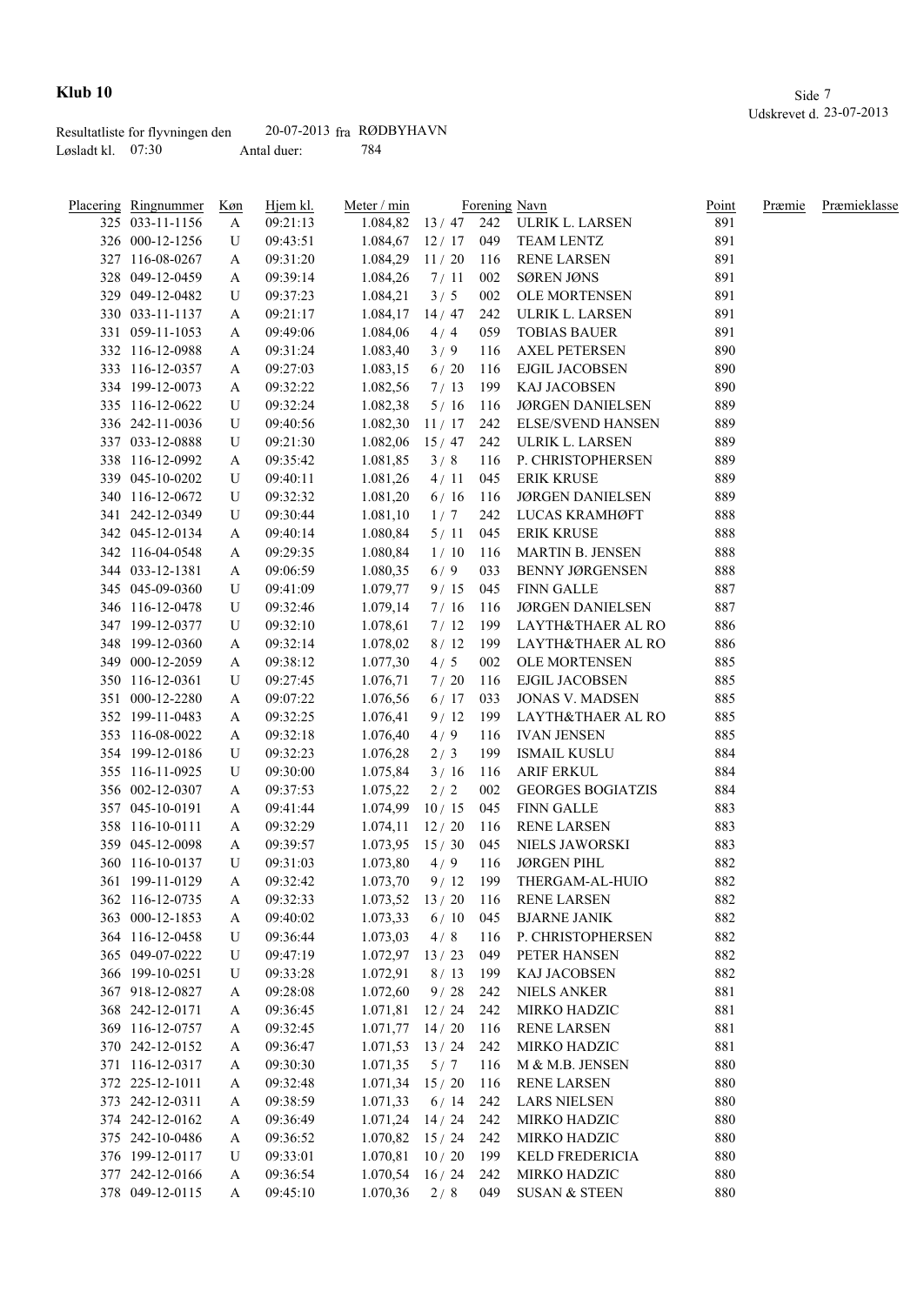# Klub 10

Udskrevet d. 23-07-2013

Resultatliste for flyvningen den 20-07-2013 fra RØDBYHAVN
Løsladt kl. 07:30 Antal duer: 784

| Placering | Ringnummer | Køn | Hjem kl. | Meter / min | | Forening | Navn | Point | Præmie | Præmieklasse |
|---|---|---|---|---|---|---|---|---|---|---|
| 325 | 033-11-1156 | A | 09:21:13 | 1.084,82 | 13 / 47 | 242 | ULRIK L. LARSEN | 891 | | |
| 326 | 000-12-1256 | U | 09:43:51 | 1.084,67 | 12 / 17 | 049 | TEAM LENTZ | 891 | | |
| 327 | 116-08-0267 | A | 09:31:20 | 1.084,29 | 11 / 20 | 116 | RENE LARSEN | 891 | | |
| 328 | 049-12-0459 | A | 09:39:14 | 1.084,26 | 7 / 11 | 002 | SØREN JØNS | 891 | | |
| 329 | 049-12-0482 | U | 09:37:23 | 1.084,21 | 3 / 5 | 002 | OLE MORTENSEN | 891 | | |
| 330 | 033-11-1137 | A | 09:21:17 | 1.084,17 | 14 / 47 | 242 | ULRIK L. LARSEN | 891 | | |
| 331 | 059-11-1053 | A | 09:49:06 | 1.084,06 | 4 / 4 | 059 | TOBIAS BAUER | 891 | | |
| 332 | 116-12-0988 | A | 09:31:24 | 1.083,40 | 3 / 9 | 116 | AXEL PETERSEN | 890 | | |
| 333 | 116-12-0357 | A | 09:27:03 | 1.083,15 | 6 / 20 | 116 | EJGIL JACOBSEN | 890 | | |
| 334 | 199-12-0073 | A | 09:32:22 | 1.082,56 | 7 / 13 | 199 | KAJ JACOBSEN | 890 | | |
| 335 | 116-12-0622 | U | 09:32:24 | 1.082,38 | 5 / 16 | 116 | JØRGEN DANIELSEN | 889 | | |
| 336 | 242-11-0036 | U | 09:40:56 | 1.082,30 | 11 / 17 | 242 | ELSE/SVEND HANSEN | 889 | | |
| 337 | 033-12-0888 | U | 09:21:30 | 1.082,06 | 15 / 47 | 242 | ULRIK L. LARSEN | 889 | | |
| 338 | 116-12-0992 | A | 09:35:42 | 1.081,85 | 3 / 8 | 116 | P. CHRISTOPHERSEN | 889 | | |
| 339 | 045-10-0202 | U | 09:40:11 | 1.081,26 | 4 / 11 | 045 | ERIK KRUSE | 889 | | |
| 340 | 116-12-0672 | U | 09:32:32 | 1.081,20 | 6 / 16 | 116 | JØRGEN DANIELSEN | 889 | | |
| 341 | 242-12-0349 | U | 09:30:44 | 1.081,10 | 1 / 7 | 242 | LUCAS KRAMHØFT | 888 | | |
| 342 | 045-12-0134 | A | 09:40:14 | 1.080,84 | 5 / 11 | 045 | ERIK KRUSE | 888 | | |
| 342 | 116-04-0548 | A | 09:29:35 | 1.080,84 | 1 / 10 | 116 | MARTIN B. JENSEN | 888 | | |
| 344 | 033-12-1381 | A | 09:06:59 | 1.080,35 | 6 / 9 | 033 | BENNY JØRGENSEN | 888 | | |
| 345 | 045-09-0360 | U | 09:41:09 | 1.079,77 | 9 / 15 | 045 | FINN GALLE | 887 | | |
| 346 | 116-12-0478 | U | 09:32:46 | 1.079,14 | 7 / 16 | 116 | JØRGEN DANIELSEN | 887 | | |
| 347 | 199-12-0377 | U | 09:32:10 | 1.078,61 | 7 / 12 | 199 | LAYTH&THAER AL RO | 886 | | |
| 348 | 199-12-0360 | A | 09:32:14 | 1.078,02 | 8 / 12 | 199 | LAYTH&THAER AL RO | 886 | | |
| 349 | 000-12-2059 | A | 09:38:12 | 1.077,30 | 4 / 5 | 002 | OLE MORTENSEN | 885 | | |
| 350 | 116-12-0361 | U | 09:27:45 | 1.076,71 | 7 / 20 | 116 | EJGIL JACOBSEN | 885 | | |
| 351 | 000-12-2280 | A | 09:07:22 | 1.076,56 | 6 / 17 | 033 | JONAS V. MADSEN | 885 | | |
| 352 | 199-11-0483 | A | 09:32:25 | 1.076,41 | 9 / 12 | 199 | LAYTH&THAER AL RO | 885 | | |
| 353 | 116-08-0022 | A | 09:32:18 | 1.076,40 | 4 / 9 | 116 | IVAN JENSEN | 885 | | |
| 354 | 199-12-0186 | U | 09:32:23 | 1.076,28 | 2 / 3 | 199 | ISMAIL KUSLU | 884 | | |
| 355 | 116-11-0925 | U | 09:30:00 | 1.075,84 | 3 / 16 | 116 | ARIF ERKUL | 884 | | |
| 356 | 002-12-0307 | A | 09:37:53 | 1.075,22 | 2 / 2 | 002 | GEORGES BOGIATZIS | 884 | | |
| 357 | 045-10-0191 | A | 09:41:44 | 1.074,99 | 10 / 15 | 045 | FINN GALLE | 883 | | |
| 358 | 116-10-0111 | A | 09:32:29 | 1.074,11 | 12 / 20 | 116 | RENE LARSEN | 883 | | |
| 359 | 045-12-0098 | A | 09:39:57 | 1.073,95 | 15 / 30 | 045 | NIELS JAWORSKI | 883 | | |
| 360 | 116-10-0137 | U | 09:31:03 | 1.073,80 | 4 / 9 | 116 | JØRGEN PIHL | 882 | | |
| 361 | 199-11-0129 | A | 09:32:42 | 1.073,70 | 9 / 12 | 199 | THERGAM-AL-HUIO | 882 | | |
| 362 | 116-12-0735 | A | 09:32:33 | 1.073,52 | 13 / 20 | 116 | RENE LARSEN | 882 | | |
| 363 | 000-12-1853 | A | 09:40:02 | 1.073,33 | 6 / 10 | 045 | BJARNE JANIK | 882 | | |
| 364 | 116-12-0458 | U | 09:36:44 | 1.073,03 | 4 / 8 | 116 | P. CHRISTOPHERSEN | 882 | | |
| 365 | 049-07-0222 | U | 09:47:19 | 1.072,97 | 13 / 23 | 049 | PETER HANSEN | 882 | | |
| 366 | 199-10-0251 | U | 09:33:28 | 1.072,91 | 8 / 13 | 199 | KAJ JACOBSEN | 882 | | |
| 367 | 918-12-0827 | A | 09:28:08 | 1.072,60 | 9 / 28 | 242 | NIELS ANKER | 881 | | |
| 368 | 242-12-0171 | A | 09:36:45 | 1.071,81 | 12 / 24 | 242 | MIRKO HADZIC | 881 | | |
| 369 | 116-12-0757 | A | 09:32:45 | 1.071,77 | 14 / 20 | 116 | RENE LARSEN | 881 | | |
| 370 | 242-12-0152 | A | 09:36:47 | 1.071,53 | 13 / 24 | 242 | MIRKO HADZIC | 881 | | |
| 371 | 116-12-0317 | A | 09:30:30 | 1.071,35 | 5 / 7 | 116 | M & M.B. JENSEN | 880 | | |
| 372 | 225-12-1011 | A | 09:32:48 | 1.071,34 | 15 / 20 | 116 | RENE LARSEN | 880 | | |
| 373 | 242-12-0311 | A | 09:38:59 | 1.071,33 | 6 / 14 | 242 | LARS NIELSEN | 880 | | |
| 374 | 242-12-0162 | A | 09:36:49 | 1.071,24 | 14 / 24 | 242 | MIRKO HADZIC | 880 | | |
| 375 | 242-10-0486 | A | 09:36:52 | 1.070,82 | 15 / 24 | 242 | MIRKO HADZIC | 880 | | |
| 376 | 199-12-0117 | U | 09:33:01 | 1.070,81 | 10 / 20 | 199 | KELD FREDERICIA | 880 | | |
| 377 | 242-12-0166 | A | 09:36:54 | 1.070,54 | 16 / 24 | 242 | MIRKO HADZIC | 880 | | |
| 378 | 049-12-0115 | A | 09:45:10 | 1.070,36 | 2 / 8 | 049 | SUSAN & STEEN | 880 | | |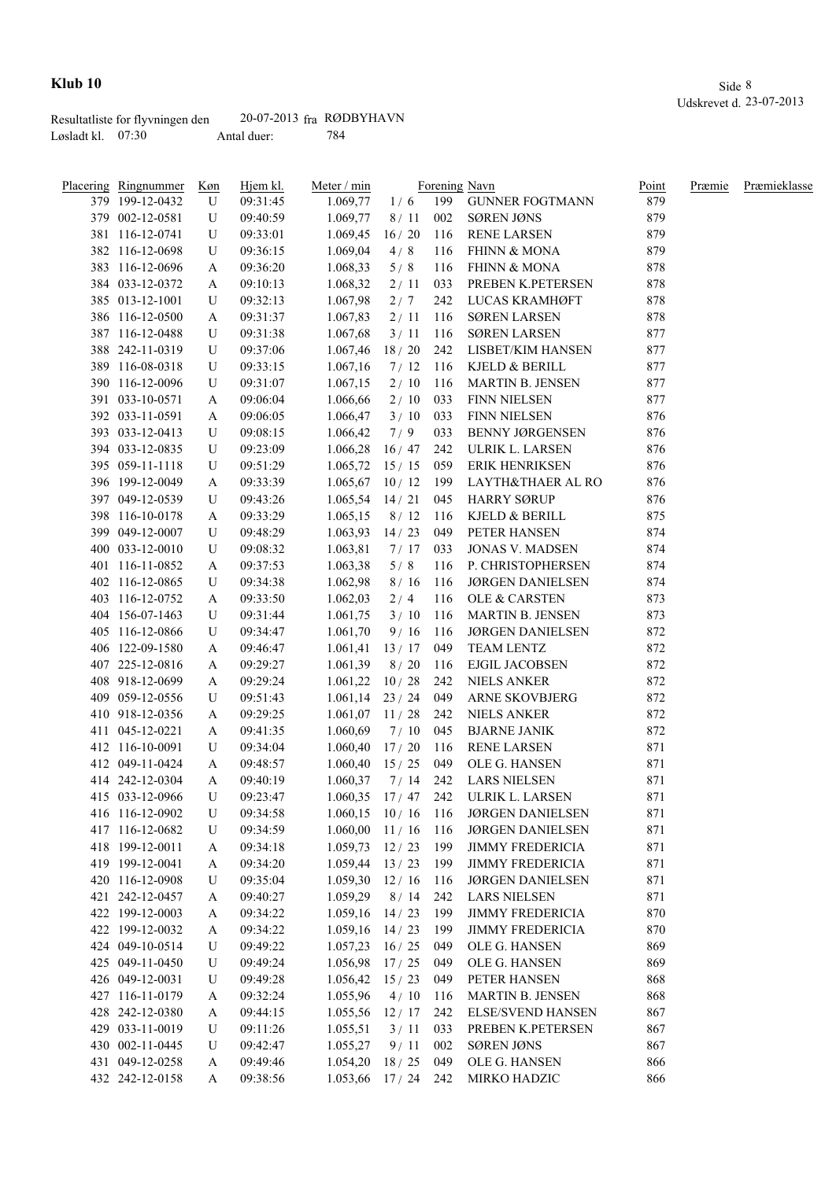**Klub 10**

Resultatliste for flyvningen den 20-07-2013 fra RØDBYHAVN
Løsladt kl. 07:30 Antal duer: 784

Udskrevet d. 23-07-2013

| Placering | Ringnummer | Køn | Hjem kl. | Meter / min | | Forening | Navn | Point | Præmie | Præmieklasse |
|---|---|---|---|---|---|---|---|---|---|---|
| 379 | 199-12-0432 | U | 09:31:45 | 1.069,77 | 1 / 6 | 199 | GUNNER FOGTMANN | 879 | | |
| 379 | 002-12-0581 | U | 09:40:59 | 1.069,77 | 8 / 11 | 002 | SØREN JØNS | 879 | | |
| 381 | 116-12-0741 | U | 09:33:01 | 1.069,45 | 16 / 20 | 116 | RENE LARSEN | 879 | | |
| 382 | 116-12-0698 | U | 09:36:15 | 1.069,04 | 4 / 8 | 116 | FHINN & MONA | 879 | | |
| 383 | 116-12-0696 | A | 09:36:20 | 1.068,33 | 5 / 8 | 116 | FHINN & MONA | 878 | | |
| 384 | 033-12-0372 | A | 09:10:13 | 1.068,32 | 2 / 11 | 033 | PREBEN K.PETERSEN | 878 | | |
| 385 | 013-12-1001 | U | 09:32:13 | 1.067,98 | 2 / 7 | 242 | LUCAS KRAMHØFT | 878 | | |
| 386 | 116-12-0500 | A | 09:31:37 | 1.067,83 | 2 / 11 | 116 | SØREN LARSEN | 878 | | |
| 387 | 116-12-0488 | U | 09:31:38 | 1.067,68 | 3 / 11 | 116 | SØREN LARSEN | 877 | | |
| 388 | 242-11-0319 | U | 09:37:06 | 1.067,46 | 18 / 20 | 242 | LISBET/KIM HANSEN | 877 | | |
| 389 | 116-08-0318 | U | 09:33:15 | 1.067,16 | 7 / 12 | 116 | KJELD & BERILL | 877 | | |
| 390 | 116-12-0096 | U | 09:31:07 | 1.067,15 | 2 / 10 | 116 | MARTIN B. JENSEN | 877 | | |
| 391 | 033-10-0571 | A | 09:06:04 | 1.066,66 | 2 / 10 | 033 | FINN NIELSEN | 877 | | |
| 392 | 033-11-0591 | A | 09:06:05 | 1.066,47 | 3 / 10 | 033 | FINN NIELSEN | 876 | | |
| 393 | 033-12-0413 | U | 09:08:15 | 1.066,42 | 7 / 9 | 033 | BENNY JØRGENSEN | 876 | | |
| 394 | 033-12-0835 | U | 09:23:09 | 1.066,28 | 16 / 47 | 242 | ULRIK L. LARSEN | 876 | | |
| 395 | 059-11-1118 | U | 09:51:29 | 1.065,72 | 15 / 15 | 059 | ERIK HENRIKSEN | 876 | | |
| 396 | 199-12-0049 | A | 09:33:39 | 1.065,67 | 10 / 12 | 199 | LAYTH&THAER AL RO | 876 | | |
| 397 | 049-12-0539 | U | 09:43:26 | 1.065,54 | 14 / 21 | 045 | HARRY SØRUP | 876 | | |
| 398 | 116-10-0178 | A | 09:33:29 | 1.065,15 | 8 / 12 | 116 | KJELD & BERILL | 875 | | |
| 399 | 049-12-0007 | U | 09:48:29 | 1.063,93 | 14 / 23 | 049 | PETER HANSEN | 874 | | |
| 400 | 033-12-0010 | U | 09:08:32 | 1.063,81 | 7 / 17 | 033 | JONAS V. MADSEN | 874 | | |
| 401 | 116-11-0852 | A | 09:37:53 | 1.063,38 | 5 / 8 | 116 | P. CHRISTOPHERSEN | 874 | | |
| 402 | 116-12-0865 | U | 09:34:38 | 1.062,98 | 8 / 16 | 116 | JØRGEN DANIELSEN | 874 | | |
| 403 | 116-12-0752 | A | 09:33:50 | 1.062,03 | 2 / 4 | 116 | OLE & CARSTEN | 873 | | |
| 404 | 156-07-1463 | U | 09:31:44 | 1.061,75 | 3 / 10 | 116 | MARTIN B. JENSEN | 873 | | |
| 405 | 116-12-0866 | U | 09:34:47 | 1.061,70 | 9 / 16 | 116 | JØRGEN DANIELSEN | 872 | | |
| 406 | 122-09-1580 | A | 09:46:47 | 1.061,41 | 13 / 17 | 049 | TEAM LENTZ | 872 | | |
| 407 | 225-12-0816 | A | 09:29:27 | 1.061,39 | 8 / 20 | 116 | EJGIL JACOBSEN | 872 | | |
| 408 | 918-12-0699 | A | 09:29:24 | 1.061,22 | 10 / 28 | 242 | NIELS ANKER | 872 | | |
| 409 | 059-12-0556 | U | 09:51:43 | 1.061,14 | 23 / 24 | 049 | ARNE SKOVBJERG | 872 | | |
| 410 | 918-12-0356 | A | 09:29:25 | 1.061,07 | 11 / 28 | 242 | NIELS ANKER | 872 | | |
| 411 | 045-12-0221 | A | 09:41:35 | 1.060,69 | 7 / 10 | 045 | BJARNE JANIK | 872 | | |
| 412 | 116-10-0091 | U | 09:34:04 | 1.060,40 | 17 / 20 | 116 | RENE LARSEN | 871 | | |
| 412 | 049-11-0424 | A | 09:48:57 | 1.060,40 | 15 / 25 | 049 | OLE G. HANSEN | 871 | | |
| 414 | 242-12-0304 | A | 09:40:19 | 1.060,37 | 7 / 14 | 242 | LARS NIELSEN | 871 | | |
| 415 | 033-12-0966 | U | 09:23:47 | 1.060,35 | 17 / 47 | 242 | ULRIK L. LARSEN | 871 | | |
| 416 | 116-12-0902 | U | 09:34:58 | 1.060,15 | 10 / 16 | 116 | JØRGEN DANIELSEN | 871 | | |
| 417 | 116-12-0682 | U | 09:34:59 | 1.060,00 | 11 / 16 | 116 | JØRGEN DANIELSEN | 871 | | |
| 418 | 199-12-0011 | A | 09:34:18 | 1.059,73 | 12 / 23 | 199 | JIMMY FREDERICIA | 871 | | |
| 419 | 199-12-0041 | A | 09:34:20 | 1.059,44 | 13 / 23 | 199 | JIMMY FREDERICIA | 871 | | |
| 420 | 116-12-0908 | U | 09:35:04 | 1.059,30 | 12 / 16 | 116 | JØRGEN DANIELSEN | 871 | | |
| 421 | 242-12-0457 | A | 09:40:27 | 1.059,29 | 8 / 14 | 242 | LARS NIELSEN | 871 | | |
| 422 | 199-12-0003 | A | 09:34:22 | 1.059,16 | 14 / 23 | 199 | JIMMY FREDERICIA | 870 | | |
| 422 | 199-12-0032 | A | 09:34:22 | 1.059,16 | 14 / 23 | 199 | JIMMY FREDERICIA | 870 | | |
| 424 | 049-10-0514 | U | 09:49:22 | 1.057,23 | 16 / 25 | 049 | OLE G. HANSEN | 869 | | |
| 425 | 049-11-0450 | U | 09:49:24 | 1.056,98 | 17 / 25 | 049 | OLE G. HANSEN | 869 | | |
| 426 | 049-12-0031 | U | 09:49:28 | 1.056,42 | 15 / 23 | 049 | PETER HANSEN | 868 | | |
| 427 | 116-11-0179 | A | 09:32:34 | 1.055,96 | 4 / 10 | 116 | MARTIN B. JENSEN | 868 | | |
| 428 | 242-12-0380 | A | 09:44:15 | 1.055,56 | 12 / 17 | 242 | ELSE/SVEND HANSEN | 867 | | |
| 429 | 033-11-0019 | U | 09:11:26 | 1.055,51 | 3 / 11 | 033 | PREBEN K.PETERSEN | 867 | | |
| 430 | 002-11-0445 | U | 09:42:47 | 1.055,27 | 9 / 11 | 002 | SØREN JØNS | 867 | | |
| 431 | 049-12-0258 | A | 09:49:46 | 1.054,20 | 18 / 25 | 049 | OLE G. HANSEN | 866 | | |
| 432 | 242-12-0158 | A | 09:38:56 | 1.053,66 | 17 / 24 | 242 | MIRKO HADZIC | 866 | | |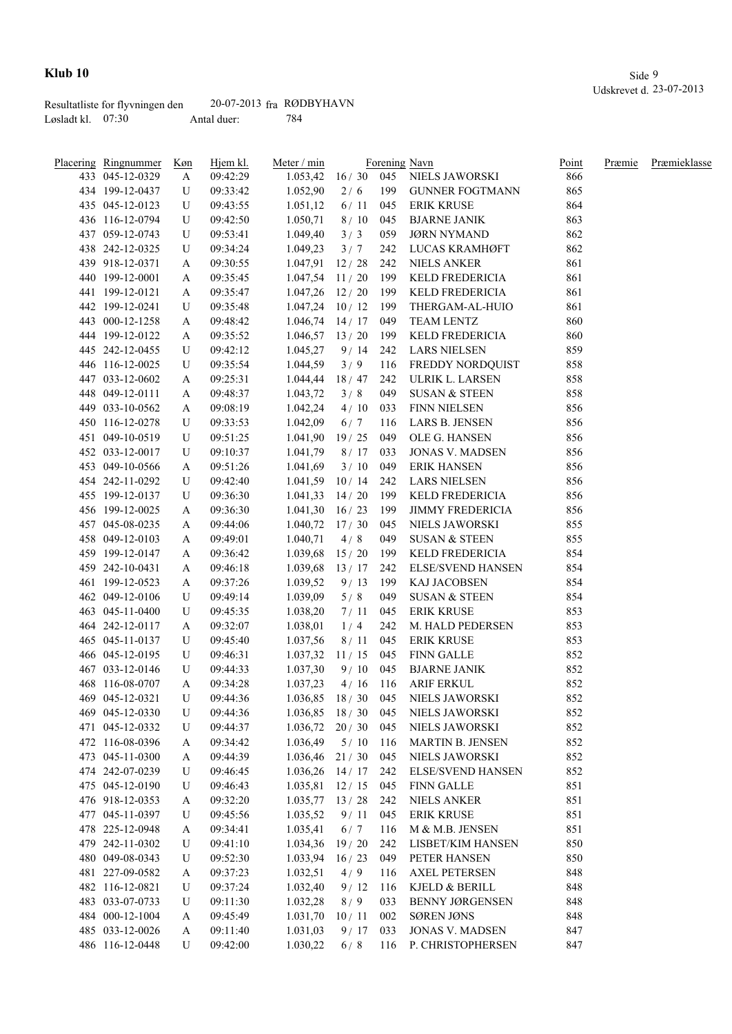**Klub 10**

Udskrevet d. 23-07-2013

Resultatliste for flyvningen den 20-07-2013 fra RØDBYHAVN
Løsladt kl. 07:30 Antal duer: 784

| Placering | Ringnummer | Køn | Hjem kl. | Meter / min | | Forening | Navn | Point | Præmie | Præmieklasse |
|---|---|---|---|---|---|---|---|---|---|---|
| 433 | 045-12-0329 | A | 09:42:29 | 1.053,42 | 16 / 30 | 045 | NIELS JAWORSKI | 866 | | |
| 434 | 199-12-0437 | U | 09:33:42 | 1.052,90 | 2 / 6 | 199 | GUNNER FOGTMANN | 865 | | |
| 435 | 045-12-0123 | U | 09:43:55 | 1.051,12 | 6 / 11 | 045 | ERIK KRUSE | 864 | | |
| 436 | 116-12-0794 | U | 09:42:50 | 1.050,71 | 8 / 10 | 045 | BJARNE JANIK | 863 | | |
| 437 | 059-12-0743 | U | 09:53:41 | 1.049,40 | 3 / 3 | 059 | JØRN NYMAND | 862 | | |
| 438 | 242-12-0325 | U | 09:34:24 | 1.049,23 | 3 / 7 | 242 | LUCAS KRAMHØFT | 862 | | |
| 439 | 918-12-0371 | A | 09:30:55 | 1.047,91 | 12 / 28 | 242 | NIELS ANKER | 861 | | |
| 440 | 199-12-0001 | A | 09:35:45 | 1.047,54 | 11 / 20 | 199 | KELD FREDERICIA | 861 | | |
| 441 | 199-12-0121 | A | 09:35:47 | 1.047,26 | 12 / 20 | 199 | KELD FREDERICIA | 861 | | |
| 442 | 199-12-0241 | U | 09:35:48 | 1.047,24 | 10 / 12 | 199 | THERGAM-AL-HUIO | 861 | | |
| 443 | 000-12-1258 | A | 09:48:42 | 1.046,74 | 14 / 17 | 049 | TEAM LENTZ | 860 | | |
| 444 | 199-12-0122 | A | 09:35:52 | 1.046,57 | 13 / 20 | 199 | KELD FREDERICIA | 860 | | |
| 445 | 242-12-0455 | U | 09:42:12 | 1.045,27 | 9 / 14 | 242 | LARS NIELSEN | 859 | | |
| 446 | 116-12-0025 | U | 09:35:54 | 1.044,59 | 3 / 9 | 116 | FREDDY NORDQUIST | 858 | | |
| 447 | 033-12-0602 | A | 09:25:31 | 1.044,44 | 18 / 47 | 242 | ULRIK L. LARSEN | 858 | | |
| 448 | 049-12-0111 | A | 09:48:37 | 1.043,72 | 3 / 8 | 049 | SUSAN & STEEN | 858 | | |
| 449 | 033-10-0562 | A | 09:08:19 | 1.042,24 | 4 / 10 | 033 | FINN NIELSEN | 856 | | |
| 450 | 116-12-0278 | U | 09:33:53 | 1.042,09 | 6 / 7 | 116 | LARS B. JENSEN | 856 | | |
| 451 | 049-10-0519 | U | 09:51:25 | 1.041,90 | 19 / 25 | 049 | OLE G. HANSEN | 856 | | |
| 452 | 033-12-0017 | U | 09:10:37 | 1.041,79 | 8 / 17 | 033 | JONAS V. MADSEN | 856 | | |
| 453 | 049-10-0566 | A | 09:51:26 | 1.041,69 | 3 / 10 | 049 | ERIK HANSEN | 856 | | |
| 454 | 242-11-0292 | U | 09:42:40 | 1.041,59 | 10 / 14 | 242 | LARS NIELSEN | 856 | | |
| 455 | 199-12-0137 | U | 09:36:30 | 1.041,33 | 14 / 20 | 199 | KELD FREDERICIA | 856 | | |
| 456 | 199-12-0025 | A | 09:36:30 | 1.041,30 | 16 / 23 | 199 | JIMMY FREDERICIA | 856 | | |
| 457 | 045-08-0235 | A | 09:44:06 | 1.040,72 | 17 / 30 | 045 | NIELS JAWORSKI | 855 | | |
| 458 | 049-12-0103 | A | 09:49:01 | 1.040,71 | 4 / 8 | 049 | SUSAN & STEEN | 855 | | |
| 459 | 199-12-0147 | A | 09:36:42 | 1.039,68 | 15 / 20 | 199 | KELD FREDERICIA | 854 | | |
| 459 | 242-10-0431 | A | 09:46:18 | 1.039,68 | 13 / 17 | 242 | ELSE/SVEND HANSEN | 854 | | |
| 461 | 199-12-0523 | A | 09:37:26 | 1.039,52 | 9 / 13 | 199 | KAJ JACOBSEN | 854 | | |
| 462 | 049-12-0106 | U | 09:49:14 | 1.039,09 | 5 / 8 | 049 | SUSAN & STEEN | 854 | | |
| 463 | 045-11-0400 | U | 09:45:35 | 1.038,20 | 7 / 11 | 045 | ERIK KRUSE | 853 | | |
| 464 | 242-12-0117 | A | 09:32:07 | 1.038,01 | 1 / 4 | 242 | M. HALD PEDERSEN | 853 | | |
| 465 | 045-11-0137 | U | 09:45:40 | 1.037,56 | 8 / 11 | 045 | ERIK KRUSE | 853 | | |
| 466 | 045-12-0195 | U | 09:46:31 | 1.037,32 | 11 / 15 | 045 | FINN GALLE | 852 | | |
| 467 | 033-12-0146 | U | 09:44:33 | 1.037,30 | 9 / 10 | 045 | BJARNE JANIK | 852 | | |
| 468 | 116-08-0707 | A | 09:34:28 | 1.037,23 | 4 / 16 | 116 | ARIF ERKUL | 852 | | |
| 469 | 045-12-0321 | U | 09:44:36 | 1.036,85 | 18 / 30 | 045 | NIELS JAWORSKI | 852 | | |
| 469 | 045-12-0330 | U | 09:44:36 | 1.036,85 | 18 / 30 | 045 | NIELS JAWORSKI | 852 | | |
| 471 | 045-12-0332 | U | 09:44:37 | 1.036,72 | 20 / 30 | 045 | NIELS JAWORSKI | 852 | | |
| 472 | 116-08-0396 | A | 09:34:42 | 1.036,49 | 5 / 10 | 116 | MARTIN B. JENSEN | 852 | | |
| 473 | 045-11-0300 | A | 09:44:39 | 1.036,46 | 21 / 30 | 045 | NIELS JAWORSKI | 852 | | |
| 474 | 242-07-0239 | U | 09:46:45 | 1.036,26 | 14 / 17 | 242 | ELSE/SVEND HANSEN | 852 | | |
| 475 | 045-12-0190 | U | 09:46:43 | 1.035,81 | 12 / 15 | 045 | FINN GALLE | 851 | | |
| 476 | 918-12-0353 | A | 09:32:20 | 1.035,77 | 13 / 28 | 242 | NIELS ANKER | 851 | | |
| 477 | 045-11-0397 | U | 09:45:56 | 1.035,52 | 9 / 11 | 045 | ERIK KRUSE | 851 | | |
| 478 | 225-12-0948 | A | 09:34:41 | 1.035,41 | 6 / 7 | 116 | M & M.B. JENSEN | 851 | | |
| 479 | 242-11-0302 | U | 09:41:10 | 1.034,36 | 19 / 20 | 242 | LISBET/KIM HANSEN | 850 | | |
| 480 | 049-08-0343 | U | 09:52:30 | 1.033,94 | 16 / 23 | 049 | PETER HANSEN | 850 | | |
| 481 | 227-09-0582 | A | 09:37:23 | 1.032,51 | 4 / 9 | 116 | AXEL PETERSEN | 848 | | |
| 482 | 116-12-0821 | U | 09:37:24 | 1.032,40 | 9 / 12 | 116 | KJELD & BERILL | 848 | | |
| 483 | 033-07-0733 | U | 09:11:30 | 1.032,28 | 8 / 9 | 033 | BENNY JØRGENSEN | 848 | | |
| 484 | 000-12-1004 | A | 09:45:49 | 1.031,70 | 10 / 11 | 002 | SØREN JØNS | 848 | | |
| 485 | 033-12-0026 | A | 09:11:40 | 1.031,03 | 9 / 17 | 033 | JONAS V. MADSEN | 847 | | |
| 486 | 116-12-0448 | U | 09:42:00 | 1.030,22 | 6 / 8 | 116 | P. CHRISTOPHERSEN | 847 | | |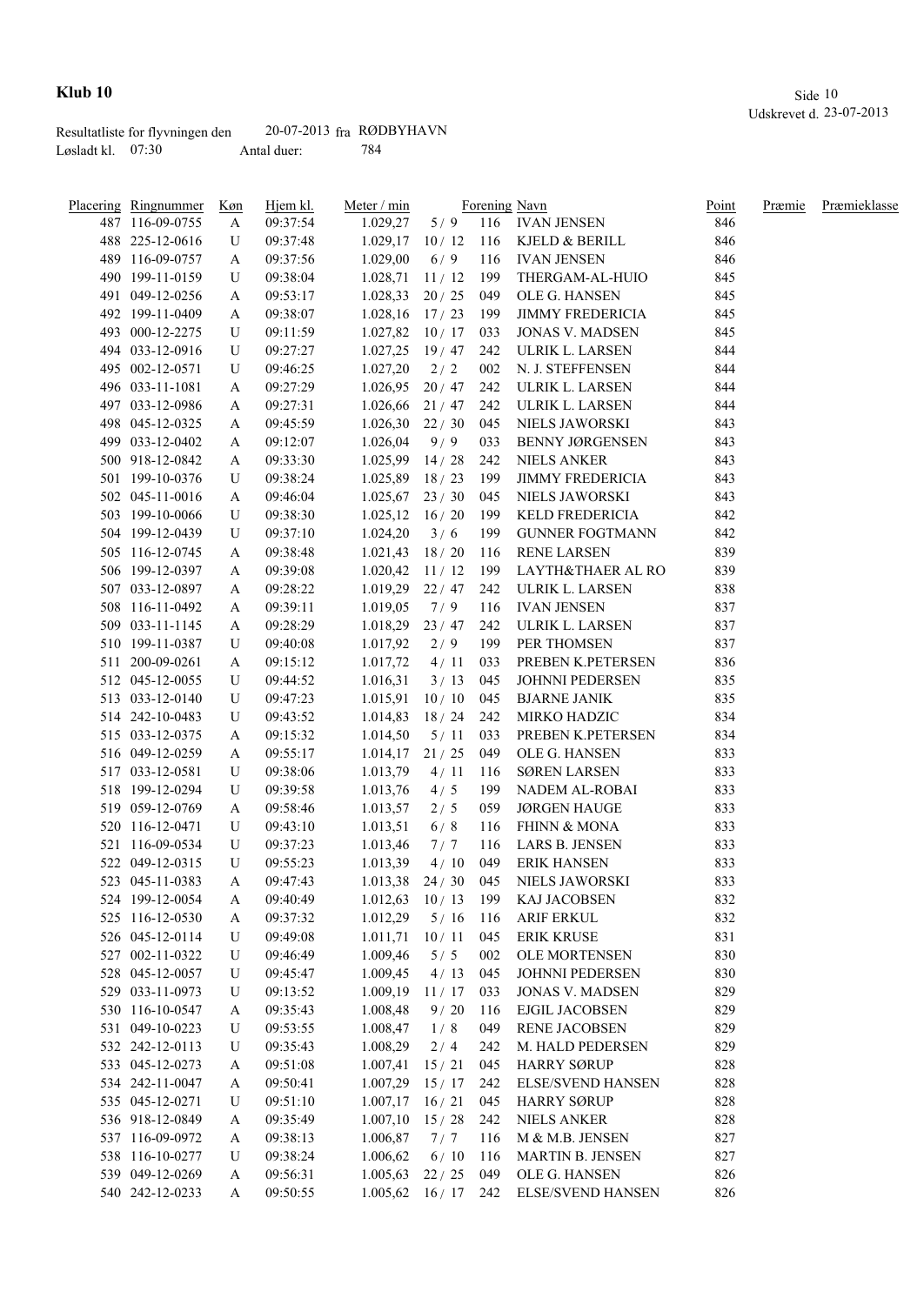# Klub 10

Udskrevet d. 23-07-2013

Resultatliste for flyvningen den 20-07-2013 fra RØDBYHAVN
Løsladt kl. 07:30 Antal duer: 784

| Placering | Ringnummer | Køn | Hjem kl. | Meter / min | | Forening | Navn | Point | Præmie | Præmieklasse |
|---|---|---|---|---|---|---|---|---|---|---|
| 487 | 116-09-0755 | A | 09:37:54 | 1.029,27 | 5 / 9 | 116 | IVAN JENSEN | 846 | | |
| 488 | 225-12-0616 | U | 09:37:48 | 1.029,17 | 10 / 12 | 116 | KJELD & BERILL | 846 | | |
| 489 | 116-09-0757 | A | 09:37:56 | 1.029,00 | 6 / 9 | 116 | IVAN JENSEN | 846 | | |
| 490 | 199-11-0159 | U | 09:38:04 | 1.028,71 | 11 / 12 | 199 | THERGAM-AL-HUIO | 845 | | |
| 491 | 049-12-0256 | A | 09:53:17 | 1.028,33 | 20 / 25 | 049 | OLE G. HANSEN | 845 | | |
| 492 | 199-11-0409 | A | 09:38:07 | 1.028,16 | 17 / 23 | 199 | JIMMY FREDERICIA | 845 | | |
| 493 | 000-12-2275 | U | 09:11:59 | 1.027,82 | 10 / 17 | 033 | JONAS V. MADSEN | 845 | | |
| 494 | 033-12-0916 | U | 09:27:27 | 1.027,25 | 19 / 47 | 242 | ULRIK L. LARSEN | 844 | | |
| 495 | 002-12-0571 | U | 09:46:25 | 1.027,20 | 2 / 2 | 002 | N. J. STEFFENSEN | 844 | | |
| 496 | 033-11-1081 | A | 09:27:29 | 1.026,95 | 20 / 47 | 242 | ULRIK L. LARSEN | 844 | | |
| 497 | 033-12-0986 | A | 09:27:31 | 1.026,66 | 21 / 47 | 242 | ULRIK L. LARSEN | 844 | | |
| 498 | 045-12-0325 | A | 09:45:59 | 1.026,30 | 22 / 30 | 045 | NIELS JAWORSKI | 843 | | |
| 499 | 033-12-0402 | A | 09:12:07 | 1.026,04 | 9 / 9 | 033 | BENNY JØRGENSEN | 843 | | |
| 500 | 918-12-0842 | A | 09:33:30 | 1.025,99 | 14 / 28 | 242 | NIELS ANKER | 843 | | |
| 501 | 199-10-0376 | U | 09:38:24 | 1.025,89 | 18 / 23 | 199 | JIMMY FREDERICIA | 843 | | |
| 502 | 045-11-0016 | A | 09:46:04 | 1.025,67 | 23 / 30 | 045 | NIELS JAWORSKI | 843 | | |
| 503 | 199-10-0066 | U | 09:38:30 | 1.025,12 | 16 / 20 | 199 | KELD FREDERICIA | 842 | | |
| 504 | 199-12-0439 | U | 09:37:10 | 1.024,20 | 3 / 6 | 199 | GUNNER FOGTMANN | 842 | | |
| 505 | 116-12-0745 | A | 09:38:48 | 1.021,43 | 18 / 20 | 116 | RENE LARSEN | 839 | | |
| 506 | 199-12-0397 | A | 09:39:08 | 1.020,42 | 11 / 12 | 199 | LAYTH&THAER AL RO | 839 | | |
| 507 | 033-12-0897 | A | 09:28:22 | 1.019,29 | 22 / 47 | 242 | ULRIK L. LARSEN | 838 | | |
| 508 | 116-11-0492 | A | 09:39:11 | 1.019,05 | 7 / 9 | 116 | IVAN JENSEN | 837 | | |
| 509 | 033-11-1145 | A | 09:28:29 | 1.018,29 | 23 / 47 | 242 | ULRIK L. LARSEN | 837 | | |
| 510 | 199-11-0387 | U | 09:40:08 | 1.017,92 | 2 / 9 | 199 | PER THOMSEN | 837 | | |
| 511 | 200-09-0261 | A | 09:15:12 | 1.017,72 | 4 / 11 | 033 | PREBEN K.PETERSEN | 836 | | |
| 512 | 045-12-0055 | U | 09:44:52 | 1.016,31 | 3 / 13 | 045 | JOHNNI PEDERSEN | 835 | | |
| 513 | 033-12-0140 | U | 09:47:23 | 1.015,91 | 10 / 10 | 045 | BJARNE JANIK | 835 | | |
| 514 | 242-10-0483 | U | 09:43:52 | 1.014,83 | 18 / 24 | 242 | MIRKO HADZIC | 834 | | |
| 515 | 033-12-0375 | A | 09:15:32 | 1.014,50 | 5 / 11 | 033 | PREBEN K.PETERSEN | 834 | | |
| 516 | 049-12-0259 | A | 09:55:17 | 1.014,17 | 21 / 25 | 049 | OLE G. HANSEN | 833 | | |
| 517 | 033-12-0581 | U | 09:38:06 | 1.013,79 | 4 / 11 | 116 | SØREN LARSEN | 833 | | |
| 518 | 199-12-0294 | U | 09:39:58 | 1.013,76 | 4 / 5 | 199 | NADEM AL-ROBAI | 833 | | |
| 519 | 059-12-0769 | A | 09:58:46 | 1.013,57 | 2 / 5 | 059 | JØRGEN HAUGE | 833 | | |
| 520 | 116-12-0471 | U | 09:43:10 | 1.013,51 | 6 / 8 | 116 | FHINN & MONA | 833 | | |
| 521 | 116-09-0534 | U | 09:37:23 | 1.013,46 | 7 / 7 | 116 | LARS B. JENSEN | 833 | | |
| 522 | 049-12-0315 | U | 09:55:23 | 1.013,39 | 4 / 10 | 049 | ERIK HANSEN | 833 | | |
| 523 | 045-11-0383 | A | 09:47:43 | 1.013,38 | 24 / 30 | 045 | NIELS JAWORSKI | 833 | | |
| 524 | 199-12-0054 | A | 09:40:49 | 1.012,63 | 10 / 13 | 199 | KAJ JACOBSEN | 832 | | |
| 525 | 116-12-0530 | A | 09:37:32 | 1.012,29 | 5 / 16 | 116 | ARIF ERKUL | 832 | | |
| 526 | 045-12-0114 | U | 09:49:08 | 1.011,71 | 10 / 11 | 045 | ERIK KRUSE | 831 | | |
| 527 | 002-11-0322 | U | 09:46:49 | 1.009,46 | 5 / 5 | 002 | OLE MORTENSEN | 830 | | |
| 528 | 045-12-0057 | U | 09:45:47 | 1.009,45 | 4 / 13 | 045 | JOHNNI PEDERSEN | 830 | | |
| 529 | 033-11-0973 | U | 09:13:52 | 1.009,19 | 11 / 17 | 033 | JONAS V. MADSEN | 829 | | |
| 530 | 116-10-0547 | A | 09:35:43 | 1.008,48 | 9 / 20 | 116 | EJGIL JACOBSEN | 829 | | |
| 531 | 049-10-0223 | U | 09:53:55 | 1.008,47 | 1 / 8 | 049 | RENE JACOBSEN | 829 | | |
| 532 | 242-12-0113 | U | 09:35:43 | 1.008,29 | 2 / 4 | 242 | M. HALD PEDERSEN | 829 | | |
| 533 | 045-12-0273 | A | 09:51:08 | 1.007,41 | 15 / 21 | 045 | HARRY SØRUP | 828 | | |
| 534 | 242-11-0047 | A | 09:50:41 | 1.007,29 | 15 / 17 | 242 | ELSE/SVEND HANSEN | 828 | | |
| 535 | 045-12-0271 | U | 09:51:10 | 1.007,17 | 16 / 21 | 045 | HARRY SØRUP | 828 | | |
| 536 | 918-12-0849 | A | 09:35:49 | 1.007,10 | 15 / 28 | 242 | NIELS ANKER | 828 | | |
| 537 | 116-09-0972 | A | 09:38:13 | 1.006,87 | 7 / 7 | 116 | M & M.B. JENSEN | 827 | | |
| 538 | 116-10-0277 | U | 09:38:24 | 1.006,62 | 6 / 10 | 116 | MARTIN B. JENSEN | 827 | | |
| 539 | 049-12-0269 | A | 09:56:31 | 1.005,63 | 22 / 25 | 049 | OLE G. HANSEN | 826 | | |
| 540 | 242-12-0233 | A | 09:50:55 | 1.005,62 | 16 / 17 | 242 | ELSE/SVEND HANSEN | 826 | | |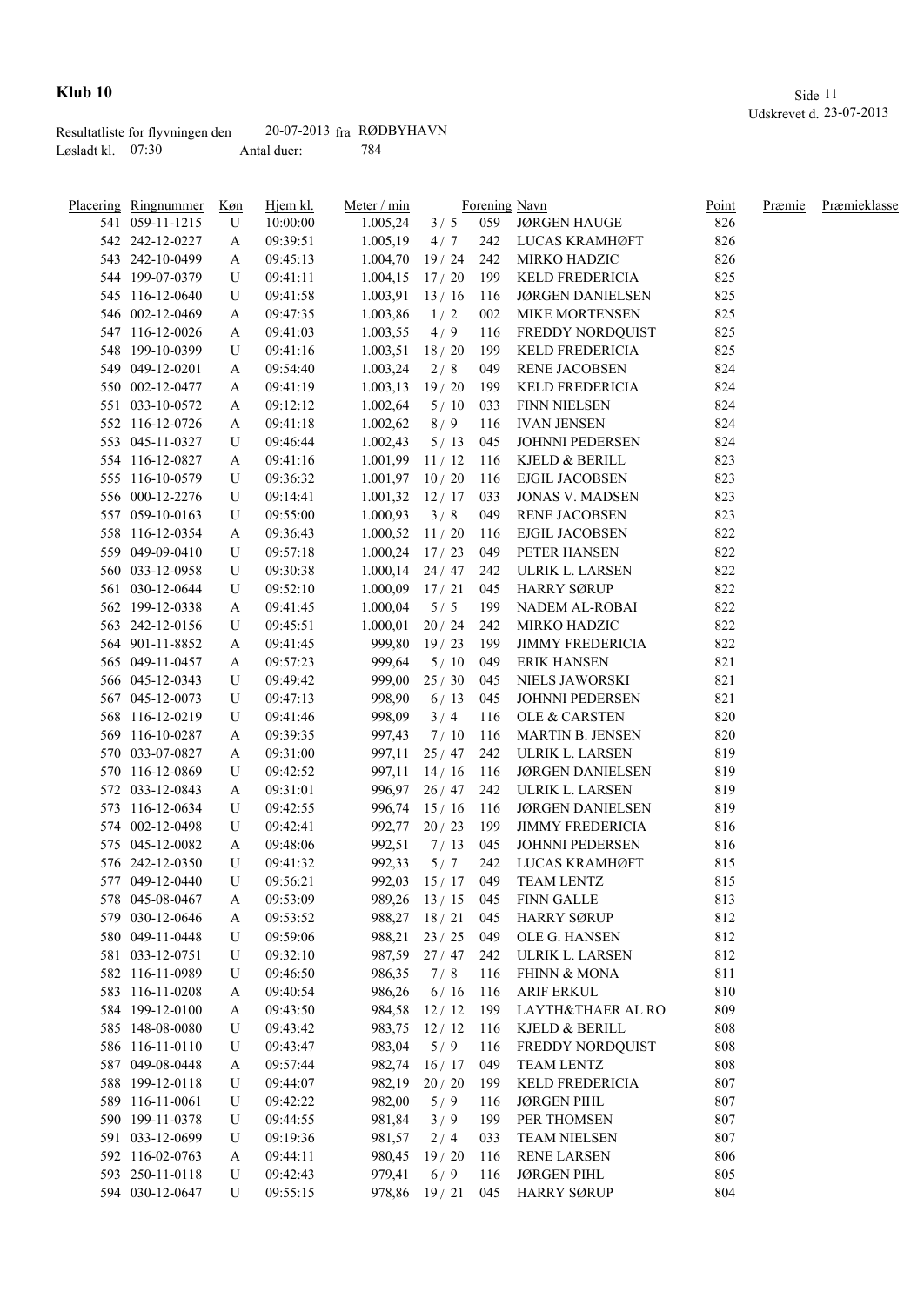# Klub 10

Udskrevet d. 23-07-2013

Resultatliste for flyvningen den 20-07-2013 fra RØDBYHAVN

Løsladt kl. 07:30 Antal duer: 784

| Placering | Ringnummer | Køn | Hjem kl. | Meter / min | | Forening | Navn | Point | Præmie | Præmieklasse |
|---|---|---|---|---|---|---|---|---|---|---|
| 541 | 059-11-1215 | U | 10:00:00 | 1.005,24 | 3 / 5 | 059 | JØRGEN HAUGE | 826 | | |
| 542 | 242-12-0227 | A | 09:39:51 | 1.005,19 | 4 / 7 | 242 | LUCAS KRAMHØFT | 826 | | |
| 543 | 242-10-0499 | A | 09:45:13 | 1.004,70 | 19 / 24 | 242 | MIRKO HADZIC | 826 | | |
| 544 | 199-07-0379 | U | 09:41:11 | 1.004,15 | 17 / 20 | 199 | KELD FREDERICIA | 825 | | |
| 545 | 116-12-0640 | U | 09:41:58 | 1.003,91 | 13 / 16 | 116 | JØRGEN DANIELSEN | 825 | | |
| 546 | 002-12-0469 | A | 09:47:35 | 1.003,86 | 1 / 2 | 002 | MIKE MORTENSEN | 825 | | |
| 547 | 116-12-0026 | A | 09:41:03 | 1.003,55 | 4 / 9 | 116 | FREDDY NORDQUIST | 825 | | |
| 548 | 199-10-0399 | U | 09:41:16 | 1.003,51 | 18 / 20 | 199 | KELD FREDERICIA | 825 | | |
| 549 | 049-12-0201 | A | 09:54:40 | 1.003,24 | 2 / 8 | 049 | RENE JACOBSEN | 824 | | |
| 550 | 002-12-0477 | A | 09:41:19 | 1.003,13 | 19 / 20 | 199 | KELD FREDERICIA | 824 | | |
| 551 | 033-10-0572 | A | 09:12:12 | 1.002,64 | 5 / 10 | 033 | FINN NIELSEN | 824 | | |
| 552 | 116-12-0726 | A | 09:41:18 | 1.002,62 | 8 / 9 | 116 | IVAN JENSEN | 824 | | |
| 553 | 045-11-0327 | U | 09:46:44 | 1.002,43 | 5 / 13 | 045 | JOHNNI PEDERSEN | 824 | | |
| 554 | 116-12-0827 | A | 09:41:16 | 1.001,99 | 11 / 12 | 116 | KJELD & BERILL | 823 | | |
| 555 | 116-10-0579 | U | 09:36:32 | 1.001,97 | 10 / 20 | 116 | EJGIL JACOBSEN | 823 | | |
| 556 | 000-12-2276 | U | 09:14:41 | 1.001,32 | 12 / 17 | 033 | JONAS V. MADSEN | 823 | | |
| 557 | 059-10-0163 | U | 09:55:00 | 1.000,93 | 3 / 8 | 049 | RENE JACOBSEN | 823 | | |
| 558 | 116-12-0354 | A | 09:36:43 | 1.000,52 | 11 / 20 | 116 | EJGIL JACOBSEN | 822 | | |
| 559 | 049-09-0410 | U | 09:57:18 | 1.000,24 | 17 / 23 | 049 | PETER HANSEN | 822 | | |
| 560 | 033-12-0958 | U | 09:30:38 | 1.000,14 | 24 / 47 | 242 | ULRIK L. LARSEN | 822 | | |
| 561 | 030-12-0644 | U | 09:52:10 | 1.000,09 | 17 / 21 | 045 | HARRY SØRUP | 822 | | |
| 562 | 199-12-0338 | A | 09:41:45 | 1.000,04 | 5 / 5 | 199 | NADEM AL-ROBAI | 822 | | |
| 563 | 242-12-0156 | U | 09:45:51 | 1.000,01 | 20 / 24 | 242 | MIRKO HADZIC | 822 | | |
| 564 | 901-11-8852 | A | 09:41:45 | 999,80 | 19 / 23 | 199 | JIMMY FREDERICIA | 822 | | |
| 565 | 049-11-0457 | A | 09:57:23 | 999,64 | 5 / 10 | 049 | ERIK HANSEN | 821 | | |
| 566 | 045-12-0343 | U | 09:49:42 | 999,00 | 25 / 30 | 045 | NIELS JAWORSKI | 821 | | |
| 567 | 045-12-0073 | U | 09:47:13 | 998,90 | 6 / 13 | 045 | JOHNNI PEDERSEN | 821 | | |
| 568 | 116-12-0219 | U | 09:41:46 | 998,09 | 3 / 4 | 116 | OLE & CARSTEN | 820 | | |
| 569 | 116-10-0287 | A | 09:39:35 | 997,43 | 7 / 10 | 116 | MARTIN B. JENSEN | 820 | | |
| 570 | 033-07-0827 | A | 09:31:00 | 997,11 | 25 / 47 | 242 | ULRIK L. LARSEN | 819 | | |
| 570 | 116-12-0869 | U | 09:42:52 | 997,11 | 14 / 16 | 116 | JØRGEN DANIELSEN | 819 | | |
| 572 | 033-12-0843 | A | 09:31:01 | 996,97 | 26 / 47 | 242 | ULRIK L. LARSEN | 819 | | |
| 573 | 116-12-0634 | U | 09:42:55 | 996,74 | 15 / 16 | 116 | JØRGEN DANIELSEN | 819 | | |
| 574 | 002-12-0498 | U | 09:42:41 | 992,77 | 20 / 23 | 199 | JIMMY FREDERICIA | 816 | | |
| 575 | 045-12-0082 | A | 09:48:06 | 992,51 | 7 / 13 | 045 | JOHNNI PEDERSEN | 816 | | |
| 576 | 242-12-0350 | U | 09:41:32 | 992,33 | 5 / 7 | 242 | LUCAS KRAMHØFT | 815 | | |
| 577 | 049-12-0440 | U | 09:56:21 | 992,03 | 15 / 17 | 049 | TEAM LENTZ | 815 | | |
| 578 | 045-08-0467 | A | 09:53:09 | 989,26 | 13 / 15 | 045 | FINN GALLE | 813 | | |
| 579 | 030-12-0646 | A | 09:53:52 | 988,27 | 18 / 21 | 045 | HARRY SØRUP | 812 | | |
| 580 | 049-11-0448 | U | 09:59:06 | 988,21 | 23 / 25 | 049 | OLE G. HANSEN | 812 | | |
| 581 | 033-12-0751 | U | 09:32:10 | 987,59 | 27 / 47 | 242 | ULRIK L. LARSEN | 812 | | |
| 582 | 116-11-0989 | U | 09:46:50 | 986,35 | 7 / 8 | 116 | FHINN & MONA | 811 | | |
| 583 | 116-11-0208 | A | 09:40:54 | 986,26 | 6 / 16 | 116 | ARIF ERKUL | 810 | | |
| 584 | 199-12-0100 | A | 09:43:50 | 984,58 | 12 / 12 | 199 | LAYTH&THAER AL RO | 809 | | |
| 585 | 148-08-0080 | U | 09:43:42 | 983,75 | 12 / 12 | 116 | KJELD & BERILL | 808 | | |
| 586 | 116-11-0110 | U | 09:43:47 | 983,04 | 5 / 9 | 116 | FREDDY NORDQUIST | 808 | | |
| 587 | 049-08-0448 | A | 09:57:44 | 982,74 | 16 / 17 | 049 | TEAM LENTZ | 808 | | |
| 588 | 199-12-0118 | U | 09:44:07 | 982,19 | 20 / 20 | 199 | KELD FREDERICIA | 807 | | |
| 589 | 116-11-0061 | U | 09:42:22 | 982,00 | 5 / 9 | 116 | JØRGEN PIHL | 807 | | |
| 590 | 199-11-0378 | U | 09:44:55 | 981,84 | 3 / 9 | 199 | PER THOMSEN | 807 | | |
| 591 | 033-12-0699 | U | 09:19:36 | 981,57 | 2 / 4 | 033 | TEAM NIELSEN | 807 | | |
| 592 | 116-02-0763 | A | 09:44:11 | 980,45 | 19 / 20 | 116 | RENE LARSEN | 806 | | |
| 593 | 250-11-0118 | U | 09:42:43 | 979,41 | 6 / 9 | 116 | JØRGEN PIHL | 805 | | |
| 594 | 030-12-0647 | U | 09:55:15 | 978,86 | 19 / 21 | 045 | HARRY SØRUP | 804 | | |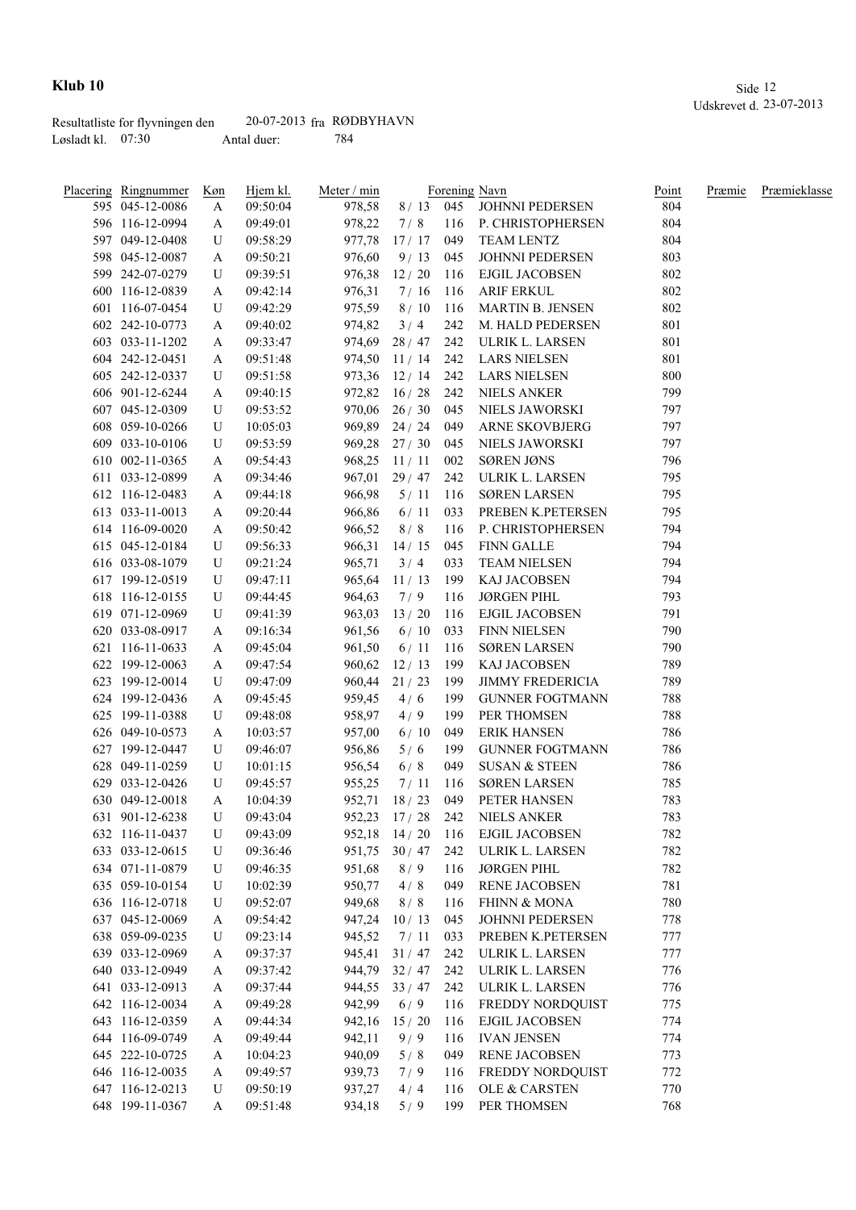# Klub 10

Udskrevet d. 23-07-2013

Resultatliste for flyvningen den 20-07-2013 fra RØDBYHAVN

Løsladt kl. 07:30 Antal duer: 784

| Placering | Ringnummer | Køn | Hjem kl. | Meter / min | | Forening | Navn | Point | Præmie | Præmieklasse |
|---|---|---|---|---|---|---|---|---|---|---|
| 595 | 045-12-0086 | A | 09:50:04 | 978,58 | 8 / 13 | 045 | JOHNNI PEDERSEN | 804 | | |
| 596 | 116-12-0994 | A | 09:49:01 | 978,22 | 7 / 8 | 116 | P. CHRISTOPHERSEN | 804 | | |
| 597 | 049-12-0408 | U | 09:58:29 | 977,78 | 17 / 17 | 049 | TEAM LENTZ | 804 | | |
| 598 | 045-12-0087 | A | 09:50:21 | 976,60 | 9 / 13 | 045 | JOHNNI PEDERSEN | 803 | | |
| 599 | 242-07-0279 | U | 09:39:51 | 976,38 | 12 / 20 | 116 | EJGIL JACOBSEN | 802 | | |
| 600 | 116-12-0839 | A | 09:42:14 | 976,31 | 7 / 16 | 116 | ARIF ERKUL | 802 | | |
| 601 | 116-07-0454 | U | 09:42:29 | 975,59 | 8 / 10 | 116 | MARTIN B. JENSEN | 802 | | |
| 602 | 242-10-0773 | A | 09:40:02 | 974,82 | 3 / 4 | 242 | M. HALD PEDERSEN | 801 | | |
| 603 | 033-11-1202 | A | 09:33:47 | 974,69 | 28 / 47 | 242 | ULRIK L. LARSEN | 801 | | |
| 604 | 242-12-0451 | A | 09:51:48 | 974,50 | 11 / 14 | 242 | LARS NIELSEN | 801 | | |
| 605 | 242-12-0337 | U | 09:51:58 | 973,36 | 12 / 14 | 242 | LARS NIELSEN | 800 | | |
| 606 | 901-12-6244 | A | 09:40:15 | 972,82 | 16 / 28 | 242 | NIELS ANKER | 799 | | |
| 607 | 045-12-0309 | U | 09:53:52 | 970,06 | 26 / 30 | 045 | NIELS JAWORSKI | 797 | | |
| 608 | 059-10-0266 | U | 10:05:03 | 969,89 | 24 / 24 | 049 | ARNE SKOVBJERG | 797 | | |
| 609 | 033-10-0106 | U | 09:53:59 | 969,28 | 27 / 30 | 045 | NIELS JAWORSKI | 797 | | |
| 610 | 002-11-0365 | A | 09:54:43 | 968,25 | 11 / 11 | 002 | SØREN JØNS | 796 | | |
| 611 | 033-12-0899 | A | 09:34:46 | 967,01 | 29 / 47 | 242 | ULRIK L. LARSEN | 795 | | |
| 612 | 116-12-0483 | A | 09:44:18 | 966,98 | 5 / 11 | 116 | SØREN LARSEN | 795 | | |
| 613 | 033-11-0013 | A | 09:20:44 | 966,86 | 6 / 11 | 033 | PREBEN K.PETERSEN | 795 | | |
| 614 | 116-09-0020 | A | 09:50:42 | 966,52 | 8 / 8 | 116 | P. CHRISTOPHERSEN | 794 | | |
| 615 | 045-12-0184 | U | 09:56:33 | 966,31 | 14 / 15 | 045 | FINN GALLE | 794 | | |
| 616 | 033-08-1079 | U | 09:21:24 | 965,71 | 3 / 4 | 033 | TEAM NIELSEN | 794 | | |
| 617 | 199-12-0519 | U | 09:47:11 | 965,64 | 11 / 13 | 199 | KAJ JACOBSEN | 794 | | |
| 618 | 116-12-0155 | U | 09:44:45 | 964,63 | 7 / 9 | 116 | JØRGEN PIHL | 793 | | |
| 619 | 071-12-0969 | U | 09:41:39 | 963,03 | 13 / 20 | 116 | EJGIL JACOBSEN | 791 | | |
| 620 | 033-08-0917 | A | 09:16:34 | 961,56 | 6 / 10 | 033 | FINN NIELSEN | 790 | | |
| 621 | 116-11-0633 | A | 09:45:04 | 961,50 | 6 / 11 | 116 | SØREN LARSEN | 790 | | |
| 622 | 199-12-0063 | A | 09:47:54 | 960,62 | 12 / 13 | 199 | KAJ JACOBSEN | 789 | | |
| 623 | 199-12-0014 | U | 09:47:09 | 960,44 | 21 / 23 | 199 | JIMMY FREDERICIA | 789 | | |
| 624 | 199-12-0436 | A | 09:45:45 | 959,45 | 4 / 6 | 199 | GUNNER FOGTMANN | 788 | | |
| 625 | 199-11-0388 | U | 09:48:08 | 958,97 | 4 / 9 | 199 | PER THOMSEN | 788 | | |
| 626 | 049-10-0573 | A | 10:03:57 | 957,00 | 6 / 10 | 049 | ERIK HANSEN | 786 | | |
| 627 | 199-12-0447 | U | 09:46:07 | 956,86 | 5 / 6 | 199 | GUNNER FOGTMANN | 786 | | |
| 628 | 049-11-0259 | U | 10:01:15 | 956,54 | 6 / 8 | 049 | SUSAN & STEEN | 786 | | |
| 629 | 033-12-0426 | U | 09:45:57 | 955,25 | 7 / 11 | 116 | SØREN LARSEN | 785 | | |
| 630 | 049-12-0018 | A | 10:04:39 | 952,71 | 18 / 23 | 049 | PETER HANSEN | 783 | | |
| 631 | 901-12-6238 | U | 09:43:04 | 952,23 | 17 / 28 | 242 | NIELS ANKER | 783 | | |
| 632 | 116-11-0437 | U | 09:43:09 | 952,18 | 14 / 20 | 116 | EJGIL JACOBSEN | 782 | | |
| 633 | 033-12-0615 | U | 09:36:46 | 951,75 | 30 / 47 | 242 | ULRIK L. LARSEN | 782 | | |
| 634 | 071-11-0879 | U | 09:46:35 | 951,68 | 8 / 9 | 116 | JØRGEN PIHL | 782 | | |
| 635 | 059-10-0154 | U | 10:02:39 | 950,77 | 4 / 8 | 049 | RENE JACOBSEN | 781 | | |
| 636 | 116-12-0718 | U | 09:52:07 | 949,68 | 8 / 8 | 116 | FHINN & MONA | 780 | | |
| 637 | 045-12-0069 | A | 09:54:42 | 947,24 | 10 / 13 | 045 | JOHNNI PEDERSEN | 778 | | |
| 638 | 059-09-0235 | U | 09:23:14 | 945,52 | 7 / 11 | 033 | PREBEN K.PETERSEN | 777 | | |
| 639 | 033-12-0969 | A | 09:37:37 | 945,41 | 31 / 47 | 242 | ULRIK L. LARSEN | 777 | | |
| 640 | 033-12-0949 | A | 09:37:42 | 944,79 | 32 / 47 | 242 | ULRIK L. LARSEN | 776 | | |
| 641 | 033-12-0913 | A | 09:37:44 | 944,55 | 33 / 47 | 242 | ULRIK L. LARSEN | 776 | | |
| 642 | 116-12-0034 | A | 09:49:28 | 942,99 | 6 / 9 | 116 | FREDDY NORDQUIST | 775 | | |
| 643 | 116-12-0359 | A | 09:44:34 | 942,16 | 15 / 20 | 116 | EJGIL JACOBSEN | 774 | | |
| 644 | 116-09-0749 | A | 09:49:44 | 942,11 | 9 / 9 | 116 | IVAN JENSEN | 774 | | |
| 645 | 222-10-0725 | A | 10:04:23 | 940,09 | 5 / 8 | 049 | RENE JACOBSEN | 773 | | |
| 646 | 116-12-0035 | A | 09:49:57 | 939,73 | 7 / 9 | 116 | FREDDY NORDQUIST | 772 | | |
| 647 | 116-12-0213 | U | 09:50:19 | 937,27 | 4 / 4 | 116 | OLE & CARSTEN | 770 | | |
| 648 | 199-11-0367 | A | 09:51:48 | 934,18 | 5 / 9 | 199 | PER THOMSEN | 768 | | |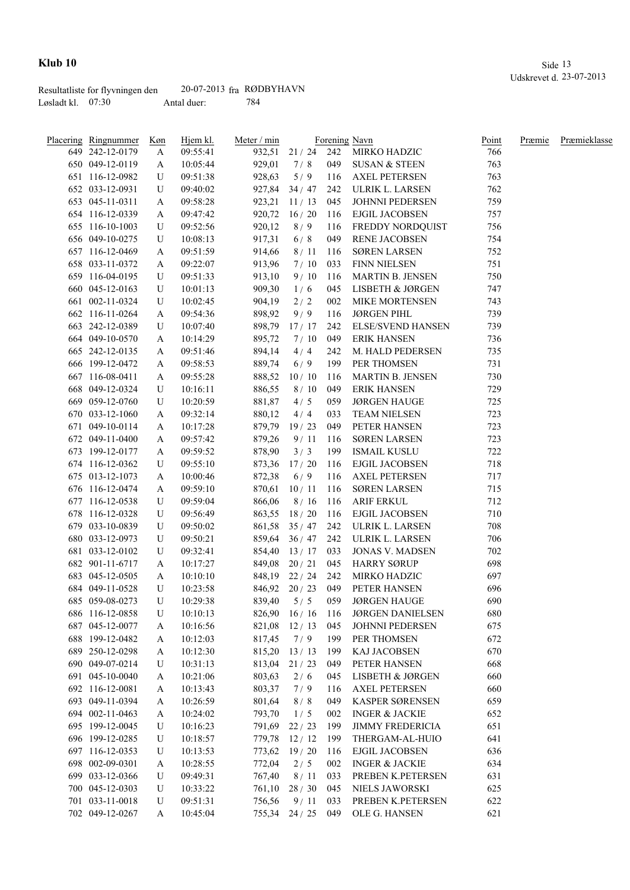# Klub 10

Udskrevet d. 23-07-2013

Resultatliste for flyvningen den 20-07-2013 fra RØDBYHAVN
Løsladt kl. 07:30 Antal duer: 784

| Placering | Ringnummer | Køn | Hjem kl. | Meter / min | | Forening | Navn | Point | Præmie | Præmieklasse |
|---|---|---|---|---|---|---|---|---|---|---|
| 649 | 242-12-0179 | A | 09:55:41 | 932,51 | 21 / 24 | 242 | MIRKO HADZIC | 766 | | |
| 650 | 049-12-0119 | A | 10:05:44 | 929,01 | 7 / 8 | 049 | SUSAN & STEEN | 763 | | |
| 651 | 116-12-0982 | U | 09:51:38 | 928,63 | 5 / 9 | 116 | AXEL PETERSEN | 763 | | |
| 652 | 033-12-0931 | U | 09:40:02 | 927,84 | 34 / 47 | 242 | ULRIK L. LARSEN | 762 | | |
| 653 | 045-11-0311 | A | 09:58:28 | 923,21 | 11 / 13 | 045 | JOHNNI PEDERSEN | 759 | | |
| 654 | 116-12-0339 | A | 09:47:42 | 920,72 | 16 / 20 | 116 | EJGIL JACOBSEN | 757 | | |
| 655 | 116-10-1003 | U | 09:52:56 | 920,12 | 8 / 9 | 116 | FREDDY NORDQUIST | 756 | | |
| 656 | 049-10-0275 | U | 10:08:13 | 917,31 | 6 / 8 | 049 | RENE JACOBSEN | 754 | | |
| 657 | 116-12-0469 | A | 09:51:59 | 914,66 | 8 / 11 | 116 | SØREN LARSEN | 752 | | |
| 658 | 033-11-0372 | A | 09:22:07 | 913,96 | 7 / 10 | 033 | FINN NIELSEN | 751 | | |
| 659 | 116-04-0195 | U | 09:51:33 | 913,10 | 9 / 10 | 116 | MARTIN B. JENSEN | 750 | | |
| 660 | 045-12-0163 | U | 10:01:13 | 909,30 | 1 / 6 | 045 | LISBETH & JØRGEN | 747 | | |
| 661 | 002-11-0324 | U | 10:02:45 | 904,19 | 2 / 2 | 002 | MIKE MORTENSEN | 743 | | |
| 662 | 116-11-0264 | A | 09:54:36 | 898,92 | 9 / 9 | 116 | JØRGEN PIHL | 739 | | |
| 663 | 242-12-0389 | U | 10:07:40 | 898,79 | 17 / 17 | 242 | ELSE/SVEND HANSEN | 739 | | |
| 664 | 049-10-0570 | A | 10:14:29 | 895,72 | 7 / 10 | 049 | ERIK HANSEN | 736 | | |
| 665 | 242-12-0135 | A | 09:51:46 | 894,14 | 4 / 4 | 242 | M. HALD PEDERSEN | 735 | | |
| 666 | 199-12-0472 | A | 09:58:53 | 889,74 | 6 / 9 | 199 | PER THOMSEN | 731 | | |
| 667 | 116-08-0411 | A | 09:55:28 | 888,52 | 10 / 10 | 116 | MARTIN B. JENSEN | 730 | | |
| 668 | 049-12-0324 | U | 10:16:11 | 886,55 | 8 / 10 | 049 | ERIK HANSEN | 729 | | |
| 669 | 059-12-0760 | U | 10:20:59 | 881,87 | 4 / 5 | 059 | JØRGEN HAUGE | 725 | | |
| 670 | 033-12-1060 | A | 09:32:14 | 880,12 | 4 / 4 | 033 | TEAM NIELSEN | 723 | | |
| 671 | 049-10-0114 | A | 10:17:28 | 879,79 | 19 / 23 | 049 | PETER HANSEN | 723 | | |
| 672 | 049-11-0400 | A | 09:57:42 | 879,26 | 9 / 11 | 116 | SØREN LARSEN | 723 | | |
| 673 | 199-12-0177 | A | 09:59:52 | 878,90 | 3 / 3 | 199 | ISMAIL KUSLU | 722 | | |
| 674 | 116-12-0362 | U | 09:55:10 | 873,36 | 17 / 20 | 116 | EJGIL JACOBSEN | 718 | | |
| 675 | 013-12-1073 | A | 10:00:46 | 872,38 | 6 / 9 | 116 | AXEL PETERSEN | 717 | | |
| 676 | 116-12-0474 | A | 09:59:10 | 870,61 | 10 / 11 | 116 | SØREN LARSEN | 715 | | |
| 677 | 116-12-0538 | U | 09:59:04 | 866,06 | 8 / 16 | 116 | ARIF ERKUL | 712 | | |
| 678 | 116-12-0328 | U | 09:56:49 | 863,55 | 18 / 20 | 116 | EJGIL JACOBSEN | 710 | | |
| 679 | 033-10-0839 | U | 09:50:02 | 861,58 | 35 / 47 | 242 | ULRIK L. LARSEN | 708 | | |
| 680 | 033-12-0973 | U | 09:50:21 | 859,64 | 36 / 47 | 242 | ULRIK L. LARSEN | 706 | | |
| 681 | 033-12-0102 | U | 09:32:41 | 854,40 | 13 / 17 | 033 | JONAS V. MADSEN | 702 | | |
| 682 | 901-11-6717 | A | 10:17:27 | 849,08 | 20 / 21 | 045 | HARRY SØRUP | 698 | | |
| 683 | 045-12-0505 | A | 10:10:10 | 848,19 | 22 / 24 | 242 | MIRKO HADZIC | 697 | | |
| 684 | 049-11-0528 | U | 10:23:58 | 846,92 | 20 / 23 | 049 | PETER HANSEN | 696 | | |
| 685 | 059-08-0273 | U | 10:29:38 | 839,40 | 5 / 5 | 059 | JØRGEN HAUGE | 690 | | |
| 686 | 116-12-0858 | U | 10:10:13 | 826,90 | 16 / 16 | 116 | JØRGEN DANIELSEN | 680 | | |
| 687 | 045-12-0077 | A | 10:16:56 | 821,08 | 12 / 13 | 045 | JOHNNI PEDERSEN | 675 | | |
| 688 | 199-12-0482 | A | 10:12:03 | 817,45 | 7 / 9 | 199 | PER THOMSEN | 672 | | |
| 689 | 250-12-0298 | A | 10:12:30 | 815,20 | 13 / 13 | 199 | KAJ JACOBSEN | 670 | | |
| 690 | 049-07-0214 | U | 10:31:13 | 813,04 | 21 / 23 | 049 | PETER HANSEN | 668 | | |
| 691 | 045-10-0040 | A | 10:21:06 | 803,63 | 2 / 6 | 045 | LISBETH & JØRGEN | 660 | | |
| 692 | 116-12-0081 | A | 10:13:43 | 803,37 | 7 / 9 | 116 | AXEL PETERSEN | 660 | | |
| 693 | 049-11-0394 | A | 10:26:59 | 801,64 | 8 / 8 | 049 | KASPER SØRENSEN | 659 | | |
| 694 | 002-11-0463 | A | 10:24:02 | 793,70 | 1 / 5 | 002 | INGER & JACKIE | 652 | | |
| 695 | 199-12-0045 | U | 10:16:23 | 791,69 | 22 / 23 | 199 | JIMMY FREDERICIA | 651 | | |
| 696 | 199-12-0285 | U | 10:18:57 | 779,78 | 12 / 12 | 199 | THERGAM-AL-HUIO | 641 | | |
| 697 | 116-12-0353 | U | 10:13:53 | 773,62 | 19 / 20 | 116 | EJGIL JACOBSEN | 636 | | |
| 698 | 002-09-0301 | A | 10:28:55 | 772,04 | 2 / 5 | 002 | INGER & JACKIE | 634 | | |
| 699 | 033-12-0366 | U | 09:49:31 | 767,40 | 8 / 11 | 033 | PREBEN K.PETERSEN | 631 | | |
| 700 | 045-12-0303 | U | 10:33:22 | 761,10 | 28 / 30 | 045 | NIELS JAWORSKI | 625 | | |
| 701 | 033-11-0018 | U | 09:51:31 | 756,56 | 9 / 11 | 033 | PREBEN K.PETERSEN | 622 | | |
| 702 | 049-12-0267 | A | 10:45:04 | 755,34 | 24 / 25 | 049 | OLE G. HANSEN | 621 | | |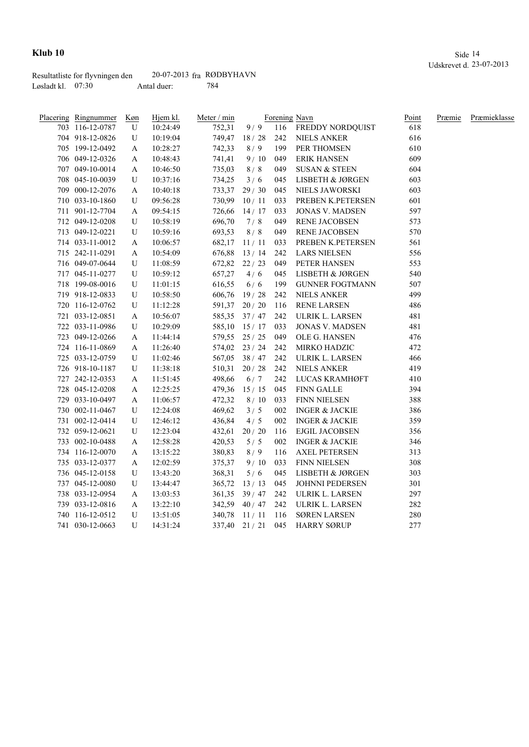**Klub 10**

Side 14
Udskrevet d. 23-07-2013

Resultatliste for flyvningen den 20-07-2013 fra RØDBYHAVN
Løsladt kl. 07:30 Antal duer: 784

| Placering | Ringnummer | Køn | Hjem kl. | Meter / min | | Forening | Navn | Point | Præmie | Præmieklasse |
|---|---|---|---|---|---|---|---|---|---|---|
| 703 | 116-12-0787 | U | 10:24:49 | 752,31 | 9 / 9 | 116 | FREDDY NORDQUIST | 618 | | |
| 704 | 918-12-0826 | U | 10:19:04 | 749,47 | 18 / 28 | 242 | NIELS ANKER | 616 | | |
| 705 | 199-12-0492 | A | 10:28:27 | 742,33 | 8 / 9 | 199 | PER THOMSEN | 610 | | |
| 706 | 049-12-0326 | A | 10:48:43 | 741,41 | 9 / 10 | 049 | ERIK HANSEN | 609 | | |
| 707 | 049-10-0014 | A | 10:46:50 | 735,03 | 8 / 8 | 049 | SUSAN & STEEN | 604 | | |
| 708 | 045-10-0039 | U | 10:37:16 | 734,25 | 3 / 6 | 045 | LISBETH & JØRGEN | 603 | | |
| 709 | 000-12-2076 | A | 10:40:18 | 733,37 | 29 / 30 | 045 | NIELS JAWORSKI | 603 | | |
| 710 | 033-10-1860 | U | 09:56:28 | 730,99 | 10 / 11 | 033 | PREBEN K.PETERSEN | 601 | | |
| 711 | 901-12-7704 | A | 09:54:15 | 726,66 | 14 / 17 | 033 | JONAS V. MADSEN | 597 | | |
| 712 | 049-12-0208 | U | 10:58:19 | 696,70 | 7 / 8 | 049 | RENE JACOBSEN | 573 | | |
| 713 | 049-12-0221 | U | 10:59:16 | 693,53 | 8 / 8 | 049 | RENE JACOBSEN | 570 | | |
| 714 | 033-11-0012 | A | 10:06:57 | 682,17 | 11 / 11 | 033 | PREBEN K.PETERSEN | 561 | | |
| 715 | 242-11-0291 | A | 10:54:09 | 676,88 | 13 / 14 | 242 | LARS NIELSEN | 556 | | |
| 716 | 049-07-0644 | U | 11:08:59 | 672,82 | 22 / 23 | 049 | PETER HANSEN | 553 | | |
| 717 | 045-11-0277 | U | 10:59:12 | 657,27 | 4 / 6 | 045 | LISBETH & JØRGEN | 540 | | |
| 718 | 199-08-0016 | U | 11:01:15 | 616,55 | 6 / 6 | 199 | GUNNER FOGTMANN | 507 | | |
| 719 | 918-12-0833 | U | 10:58:50 | 606,76 | 19 / 28 | 242 | NIELS ANKER | 499 | | |
| 720 | 116-12-0762 | U | 11:12:28 | 591,37 | 20 / 20 | 116 | RENE LARSEN | 486 | | |
| 721 | 033-12-0851 | A | 10:56:07 | 585,35 | 37 / 47 | 242 | ULRIK L. LARSEN | 481 | | |
| 722 | 033-11-0986 | U | 10:29:09 | 585,10 | 15 / 17 | 033 | JONAS V. MADSEN | 481 | | |
| 723 | 049-12-0266 | A | 11:44:14 | 579,55 | 25 / 25 | 049 | OLE G. HANSEN | 476 | | |
| 724 | 116-11-0869 | A | 11:26:40 | 574,02 | 23 / 24 | 242 | MIRKO HADZIC | 472 | | |
| 725 | 033-12-0759 | U | 11:02:46 | 567,05 | 38 / 47 | 242 | ULRIK L. LARSEN | 466 | | |
| 726 | 918-10-1187 | U | 11:38:18 | 510,31 | 20 / 28 | 242 | NIELS ANKER | 419 | | |
| 727 | 242-12-0353 | A | 11:51:45 | 498,66 | 6 / 7 | 242 | LUCAS KRAMHØFT | 410 | | |
| 728 | 045-12-0208 | A | 12:25:25 | 479,36 | 15 / 15 | 045 | FINN GALLE | 394 | | |
| 729 | 033-10-0497 | A | 11:06:57 | 472,32 | 8 / 10 | 033 | FINN NIELSEN | 388 | | |
| 730 | 002-11-0467 | U | 12:24:08 | 469,62 | 3 / 5 | 002 | INGER & JACKIE | 386 | | |
| 731 | 002-12-0414 | U | 12:46:12 | 436,84 | 4 / 5 | 002 | INGER & JACKIE | 359 | | |
| 732 | 059-12-0621 | U | 12:23:04 | 432,61 | 20 / 20 | 116 | EJGIL JACOBSEN | 356 | | |
| 733 | 002-10-0488 | A | 12:58:28 | 420,53 | 5 / 5 | 002 | INGER & JACKIE | 346 | | |
| 734 | 116-12-0070 | A | 13:15:22 | 380,83 | 8 / 9 | 116 | AXEL PETERSEN | 313 | | |
| 735 | 033-12-0377 | A | 12:02:59 | 375,37 | 9 / 10 | 033 | FINN NIELSEN | 308 | | |
| 736 | 045-12-0158 | U | 13:43:20 | 368,31 | 5 / 6 | 045 | LISBETH & JØRGEN | 303 | | |
| 737 | 045-12-0080 | U | 13:44:47 | 365,72 | 13 / 13 | 045 | JOHNNI PEDERSEN | 301 | | |
| 738 | 033-12-0954 | A | 13:03:53 | 361,35 | 39 / 47 | 242 | ULRIK L. LARSEN | 297 | | |
| 739 | 033-12-0816 | A | 13:22:10 | 342,59 | 40 / 47 | 242 | ULRIK L. LARSEN | 282 | | |
| 740 | 116-12-0512 | U | 13:51:05 | 340,78 | 11 / 11 | 116 | SØREN LARSEN | 280 | | |
| 741 | 030-12-0663 | U | 14:31:24 | 337,40 | 21 / 21 | 045 | HARRY SØRUP | 277 | | |